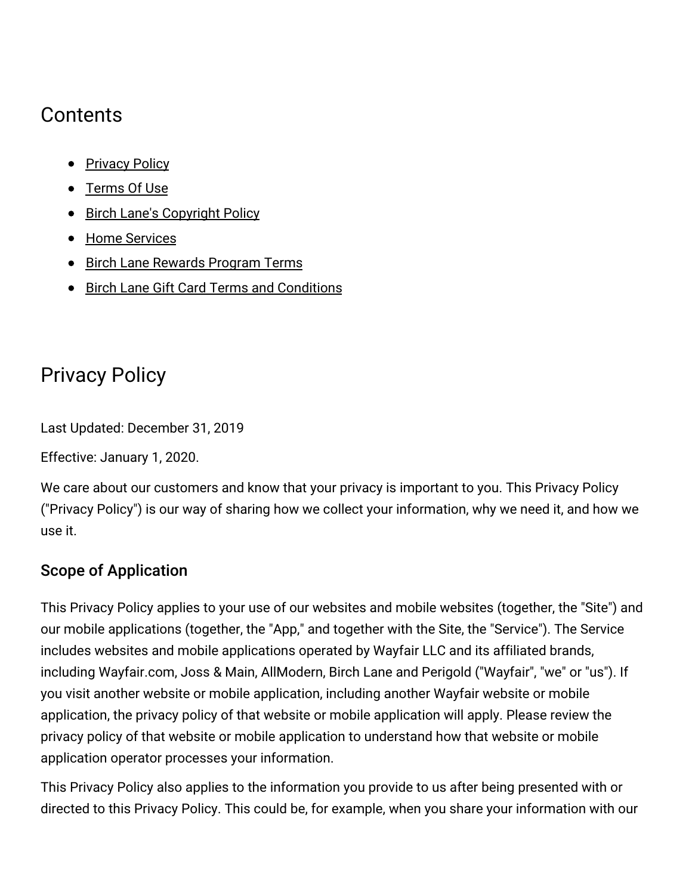## Contents

- Privacy Policy
- Terms Of Use
- Birch Lane's Copyright Policy
- Home Services
- Birch Lane Rewards Program Terms
- Birch Lane Gift Card Terms and Conditions

## Privacy Policy

Last Updated: December 31, 2019

Effective: January 1, 2020.

We care about our customers and know that your privacy is important to you. This Privacy Policy ("Privacy Policy") is our way of sharing how we collect your information, why we need it, and how we use it.

### Scope of Application

This Privacy Policy applies to your use of our websites and mobile websites (together, the "Site") and our mobile applications (together, the "App," and together with the Site, the "Service"). The Service includes websites and mobile applications operated by Wayfair LLC and its affiliated brands, including Wayfair.com, Joss & Main, AllModern, Birch Lane and Perigold ("Wayfair", "we" or "us"). If you visit another website or mobile application, including another Wayfair website or mobile application, the privacy policy of that website or mobile application will apply. Please review the privacy policy of that website or mobile application to understand how that website or mobile application operator processes your information.

This Privacy Policy also applies to the information you provide to us after being presented with or directed to this Privacy Policy. This could be, for example, when you share your information with our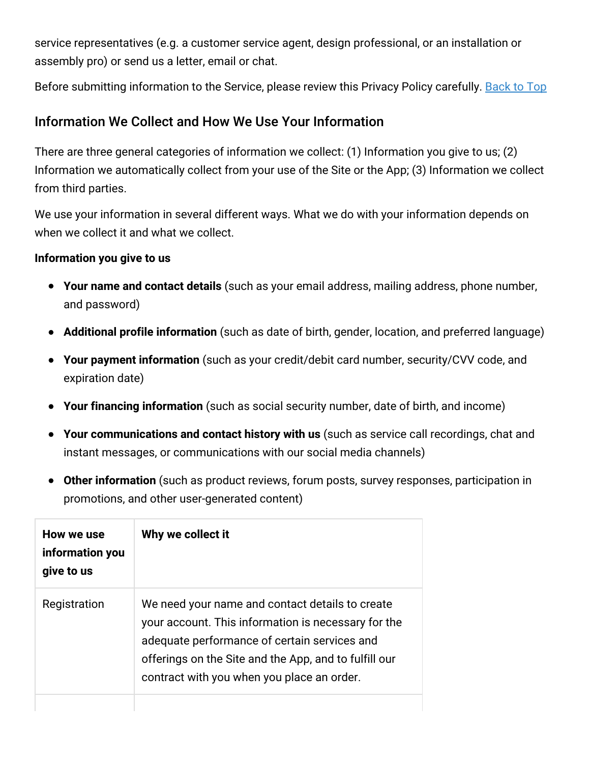service representatives (e.g. a customer service agent, design professional, or an installation or assembly pro) or send us a letter, email or chat.

Before submitting information to the Service, please review this Privacy Policy carefully. [Back to Top]

## Information We Collect and How We Use Your Information

There are three general categories of information we collect: (1) Information you give to us; (2) Information we automatically collect from your use of the Site or the App; (3) Information we collect from third parties.

We use your information in several different ways. What we do with your information depends on when we collect it and what we collect.

**Information you give to us**

- **Your name and contact details** (such as your email address, mailing address, phone number, and password)
- **Additional profile information** (such as date of birth, gender, location, and preferred language)
- **Your payment information** (such as your credit/debit card number, security/CVV code, and expiration date)
- **Your financing information** (such as social security number, date of birth, and income)
- **Your communications and contact history with us** (such as service call recordings, chat and instant messages, or communications with our social media channels)
- **Other information** (such as product reviews, forum posts, survey responses, participation in promotions, and other user-generated content)

| How we use information you give to us | Why we collect it |
| --- | --- |
| Registration | We need your name and contact details to create your account. This information is necessary for the adequate performance of certain services and offerings on the Site and the App, and to fulfill our contract with you when you place an order. |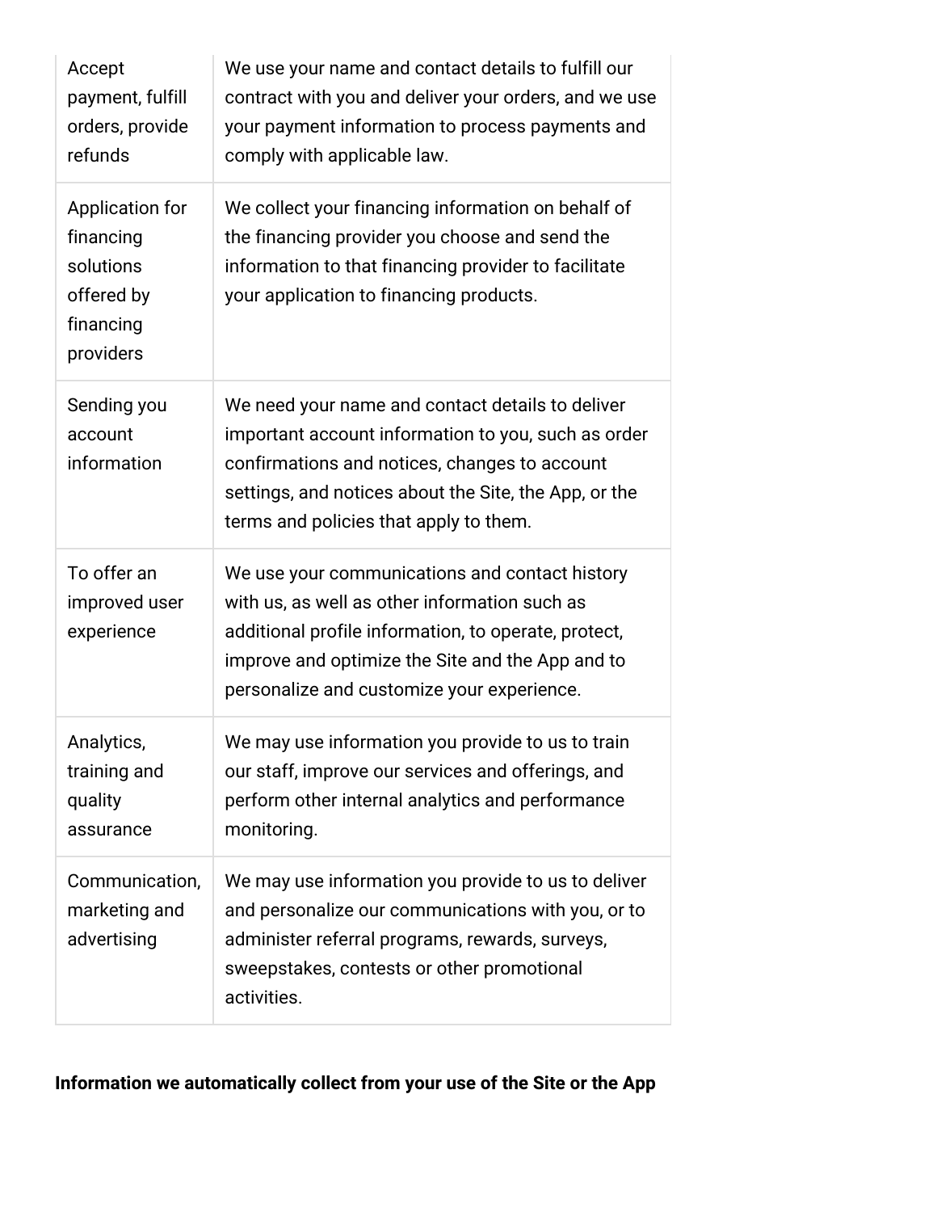| | |
|---|---|
| Accept payment, fulfill orders, provide refunds | We use your name and contact details to fulfill our contract with you and deliver your orders, and we use your payment information to process payments and comply with applicable law. |
| Application for financing solutions offered by financing providers | We collect your financing information on behalf of the financing provider you choose and send the information to that financing provider to facilitate your application to financing products. |
| Sending you account information | We need your name and contact details to deliver important account information to you, such as order confirmations and notices, changes to account settings, and notices about the Site, the App, or the terms and policies that apply to them. |
| To offer an improved user experience | We use your communications and contact history with us, as well as other information such as additional profile information, to operate, protect, improve and optimize the Site and the App and to personalize and customize your experience. |
| Analytics, training and quality assurance | We may use information you provide to us to train our staff, improve our services and offerings, and perform other internal analytics and performance monitoring. |
| Communication, marketing and advertising | We may use information you provide to us to deliver and personalize our communications with you, or to administer referral programs, rewards, surveys, sweepstakes, contests or other promotional activities. |

**Information we automatically collect from your use of the Site or the App**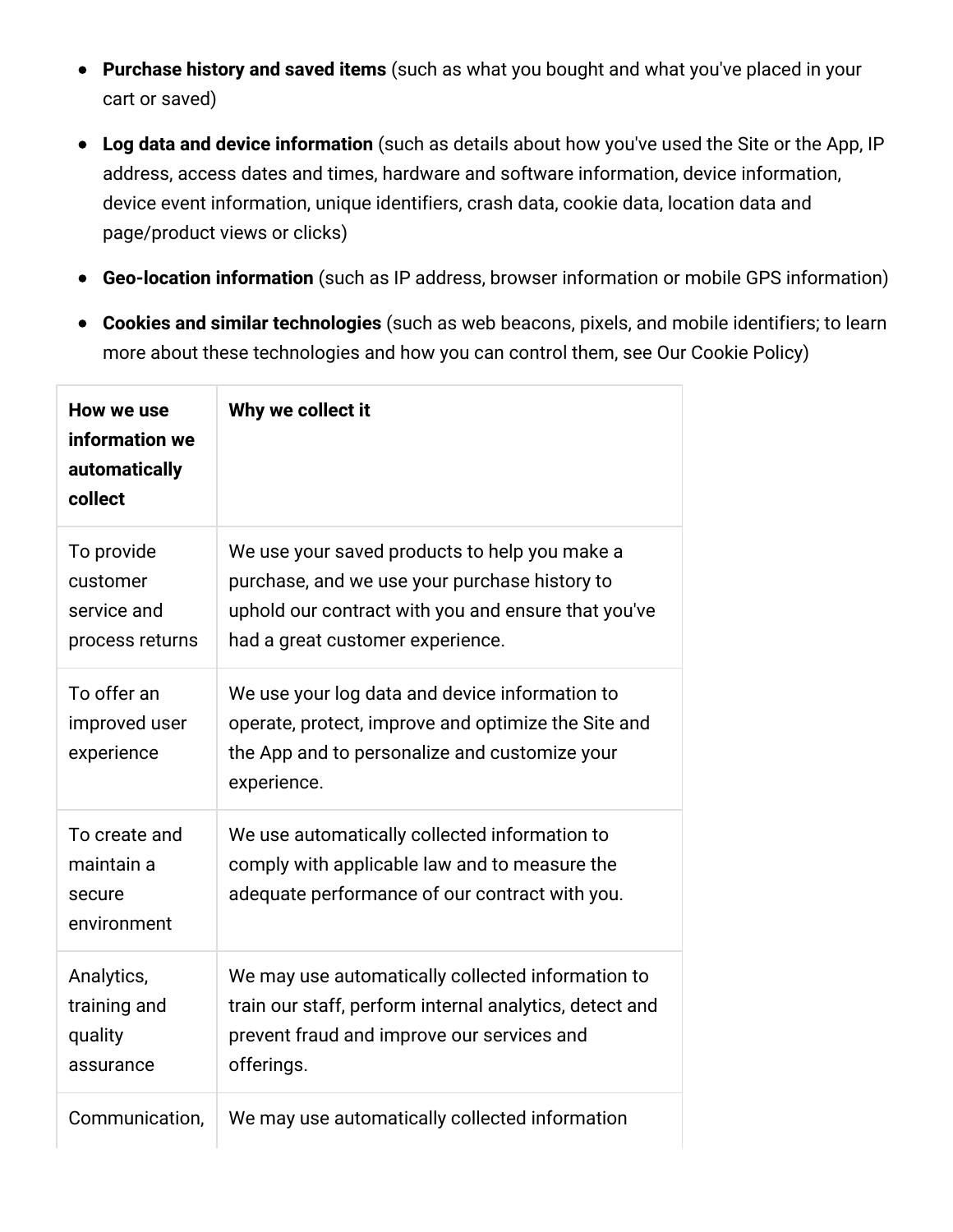- **Purchase history and saved items** (such as what you bought and what you've placed in your cart or saved)
- **Log data and device information** (such as details about how you've used the Site or the App, IP address, access dates and times, hardware and software information, device information, device event information, unique identifiers, crash data, cookie data, location data and page/product views or clicks)
- **Geo-location information** (such as IP address, browser information or mobile GPS information)
- **Cookies and similar technologies** (such as web beacons, pixels, and mobile identifiers; to learn more about these technologies and how you can control them, see Our Cookie Policy)

| How we use information we automatically collect | Why we collect it |
|---|---|
| To provide customer service and process returns | We use your saved products to help you make a purchase, and we use your purchase history to uphold our contract with you and ensure that you've had a great customer experience. |
| To offer an improved user experience | We use your log data and device information to operate, protect, improve and optimize the Site and the App and to personalize and customize your experience. |
| To create and maintain a secure environment | We use automatically collected information to comply with applicable law and to measure the adequate performance of our contract with you. |
| Analytics, training and quality assurance | We may use automatically collected information to train our staff, perform internal analytics, detect and prevent fraud and improve our services and offerings. |
| Communication, | We may use automatically collected information |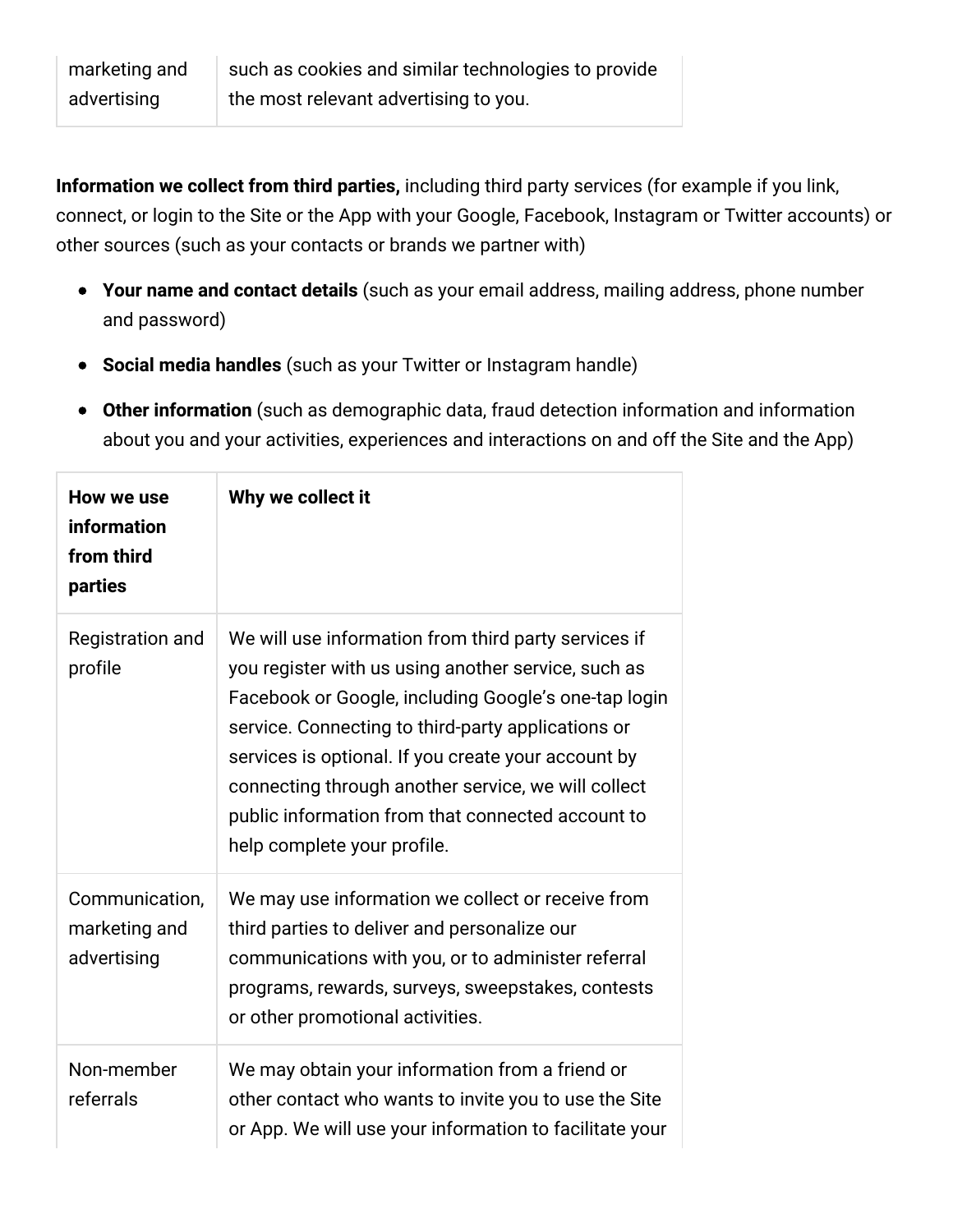| | |
|---|---|
| marketing and advertising | such as cookies and similar technologies to provide the most relevant advertising to you. |

**Information we collect from third parties,** including third party services (for example if you link, connect, or login to the Site or the App with your Google, Facebook, Instagram or Twitter accounts) or other sources (such as your contacts or brands we partner with)

- **Your name and contact details** (such as your email address, mailing address, phone number and password)
- **Social media handles** (such as your Twitter or Instagram handle)
- **Other information** (such as demographic data, fraud detection information and information about you and your activities, experiences and interactions on and off the Site and the App)

| **How we use information from third parties** | **Why we collect it** |
|---|---|
| Registration and profile | We will use information from third party services if you register with us using another service, such as Facebook or Google, including Google's one-tap login service. Connecting to third-party applications or services is optional. If you create your account by connecting through another service, we will collect public information from that connected account to help complete your profile. |
| Communication, marketing and advertising | We may use information we collect or receive from third parties to deliver and personalize our communications with you, or to administer referral programs, rewards, surveys, sweepstakes, contests or other promotional activities. |
| Non-member referrals | We may obtain your information from a friend or other contact who wants to invite you to use the Site or App. We will use your information to facilitate your |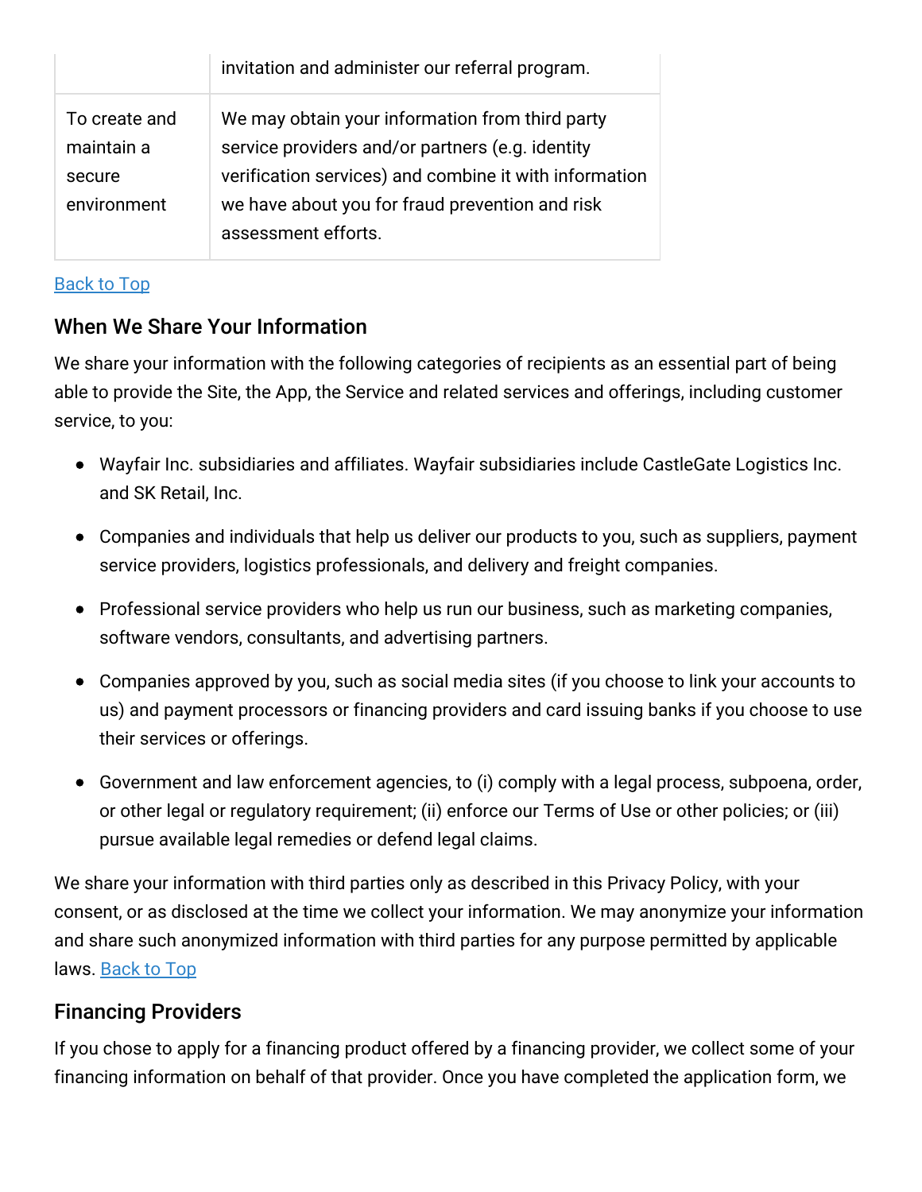| | |
|---|---|
| | invitation and administer our referral program. |
| To create and maintain a secure environment | We may obtain your information from third party service providers and/or partners (e.g. identity verification services) and combine it with information we have about you for fraud prevention and risk assessment efforts. |

Back to Top

## When We Share Your Information

We share your information with the following categories of recipients as an essential part of being able to provide the Site, the App, the Service and related services and offerings, including customer service, to you:

- Wayfair Inc. subsidiaries and affiliates. Wayfair subsidiaries include CastleGate Logistics Inc. and SK Retail, Inc.
- Companies and individuals that help us deliver our products to you, such as suppliers, payment service providers, logistics professionals, and delivery and freight companies.
- Professional service providers who help us run our business, such as marketing companies, software vendors, consultants, and advertising partners.
- Companies approved by you, such as social media sites (if you choose to link your accounts to us) and payment processors or financing providers and card issuing banks if you choose to use their services or offerings.
- Government and law enforcement agencies, to (i) comply with a legal process, subpoena, order, or other legal or regulatory requirement; (ii) enforce our Terms of Use or other policies; or (iii) pursue available legal remedies or defend legal claims.

We share your information with third parties only as described in this Privacy Policy, with your consent, or as disclosed at the time we collect your information. We may anonymize your information and share such anonymized information with third parties for any purpose permitted by applicable laws. Back to Top

## Financing Providers

If you chose to apply for a financing product offered by a financing provider, we collect some of your financing information on behalf of that provider. Once you have completed the application form, we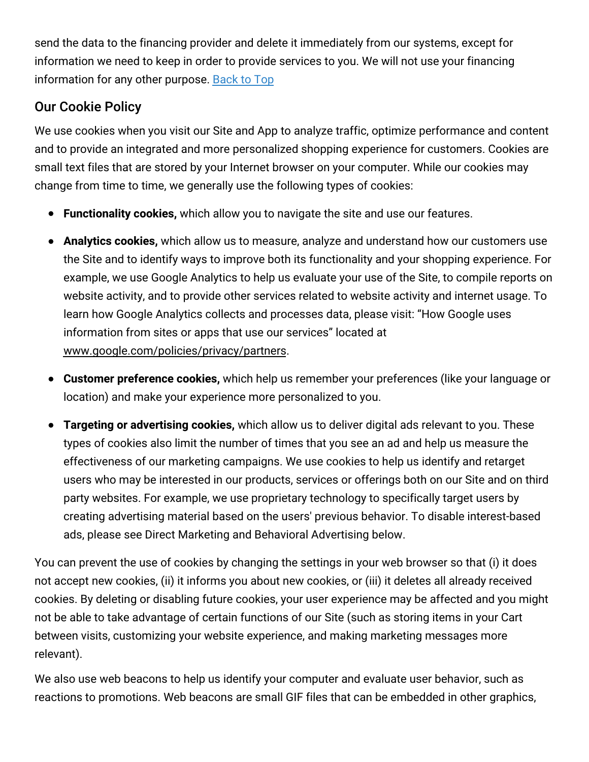send the data to the financing provider and delete it immediately from our systems, except for information we need to keep in order to provide services to you. We will not use your financing information for any other purpose. [Back to Top]

## Our Cookie Policy

We use cookies when you visit our Site and App to analyze traffic, optimize performance and content and to provide an integrated and more personalized shopping experience for customers. Cookies are small text files that are stored by your Internet browser on your computer. While our cookies may change from time to time, we generally use the following types of cookies:

- **Functionality cookies,** which allow you to navigate the site and use our features.
- **Analytics cookies,** which allow us to measure, analyze and understand how our customers use the Site and to identify ways to improve both its functionality and your shopping experience. For example, we use Google Analytics to help us evaluate your use of the Site, to compile reports on website activity, and to provide other services related to website activity and internet usage. To learn how Google Analytics collects and processes data, please visit: "How Google uses information from sites or apps that use our services" located at www.google.com/policies/privacy/partners.
- **Customer preference cookies,** which help us remember your preferences (like your language or location) and make your experience more personalized to you.
- **Targeting or advertising cookies,** which allow us to deliver digital ads relevant to you. These types of cookies also limit the number of times that you see an ad and help us measure the effectiveness of our marketing campaigns. We use cookies to help us identify and retarget users who may be interested in our products, services or offerings both on our Site and on third party websites. For example, we use proprietary technology to specifically target users by creating advertising material based on the users' previous behavior. To disable interest-based ads, please see Direct Marketing and Behavioral Advertising below.

You can prevent the use of cookies by changing the settings in your web browser so that (i) it does not accept new cookies, (ii) it informs you about new cookies, or (iii) it deletes all already received cookies. By deleting or disabling future cookies, your user experience may be affected and you might not be able to take advantage of certain functions of our Site (such as storing items in your Cart between visits, customizing your website experience, and making marketing messages more relevant).

We also use web beacons to help us identify your computer and evaluate user behavior, such as reactions to promotions. Web beacons are small GIF files that can be embedded in other graphics,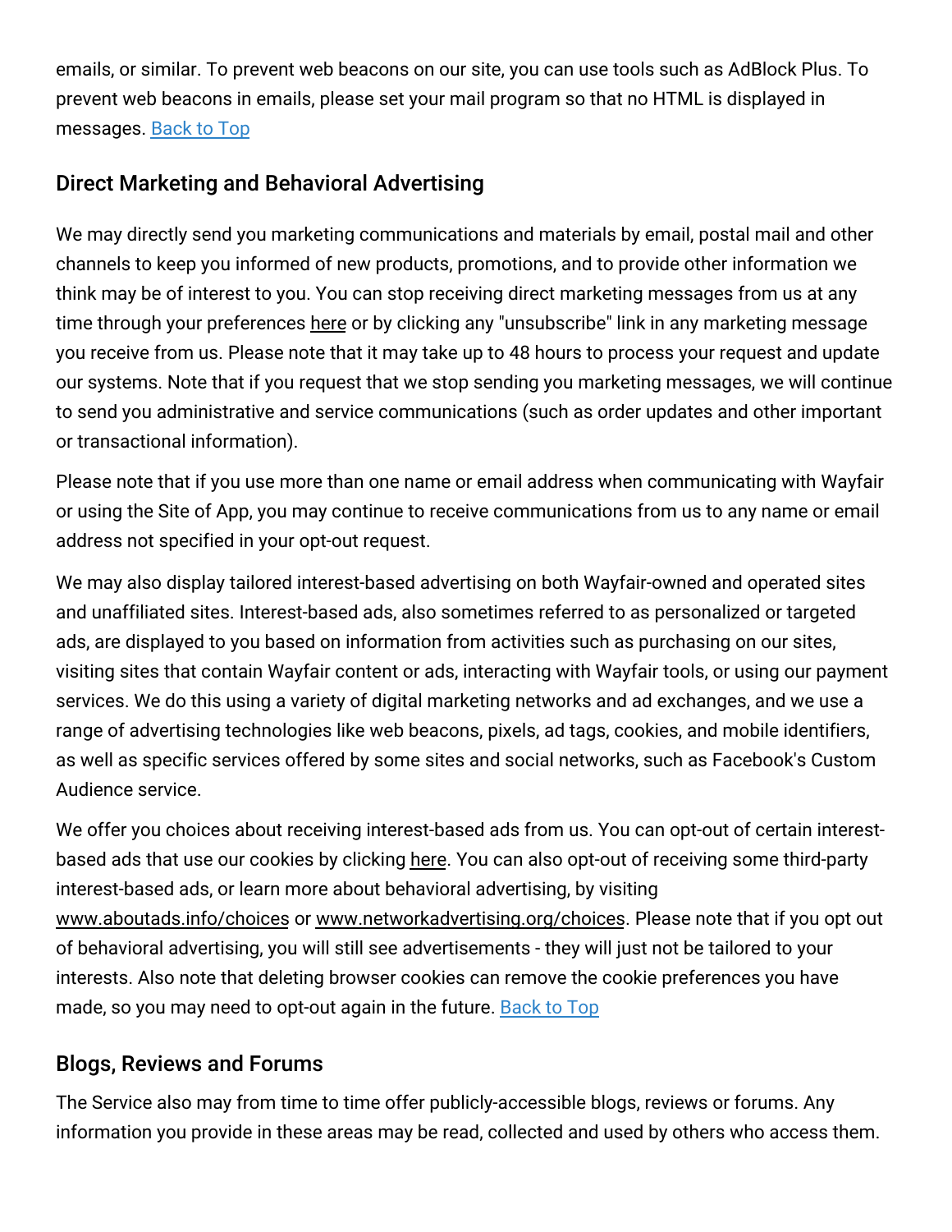emails, or similar. To prevent web beacons on our site, you can use tools such as AdBlock Plus. To prevent web beacons in emails, please set your mail program so that no HTML is displayed in messages. Back to Top

## Direct Marketing and Behavioral Advertising

We may directly send you marketing communications and materials by email, postal mail and other channels to keep you informed of new products, promotions, and to provide other information we think may be of interest to you. You can stop receiving direct marketing messages from us at any time through your preferences here or by clicking any "unsubscribe" link in any marketing message you receive from us. Please note that it may take up to 48 hours to process your request and update our systems. Note that if you request that we stop sending you marketing messages, we will continue to send you administrative and service communications (such as order updates and other important or transactional information).

Please note that if you use more than one name or email address when communicating with Wayfair or using the Site of App, you may continue to receive communications from us to any name or email address not specified in your opt-out request.

We may also display tailored interest-based advertising on both Wayfair-owned and operated sites and unaffiliated sites. Interest-based ads, also sometimes referred to as personalized or targeted ads, are displayed to you based on information from activities such as purchasing on our sites, visiting sites that contain Wayfair content or ads, interacting with Wayfair tools, or using our payment services. We do this using a variety of digital marketing networks and ad exchanges, and we use a range of advertising technologies like web beacons, pixels, ad tags, cookies, and mobile identifiers, as well as specific services offered by some sites and social networks, such as Facebook's Custom Audience service.

We offer you choices about receiving interest-based ads from us. You can opt-out of certain interest-based ads that use our cookies by clicking here. You can also opt-out of receiving some third-party interest-based ads, or learn more about behavioral advertising, by visiting www.aboutads.info/choices or www.networkadvertising.org/choices. Please note that if you opt out of behavioral advertising, you will still see advertisements - they will just not be tailored to your interests. Also note that deleting browser cookies can remove the cookie preferences you have made, so you may need to opt-out again in the future. Back to Top

## Blogs, Reviews and Forums

The Service also may from time to time offer publicly-accessible blogs, reviews or forums. Any information you provide in these areas may be read, collected and used by others who access them.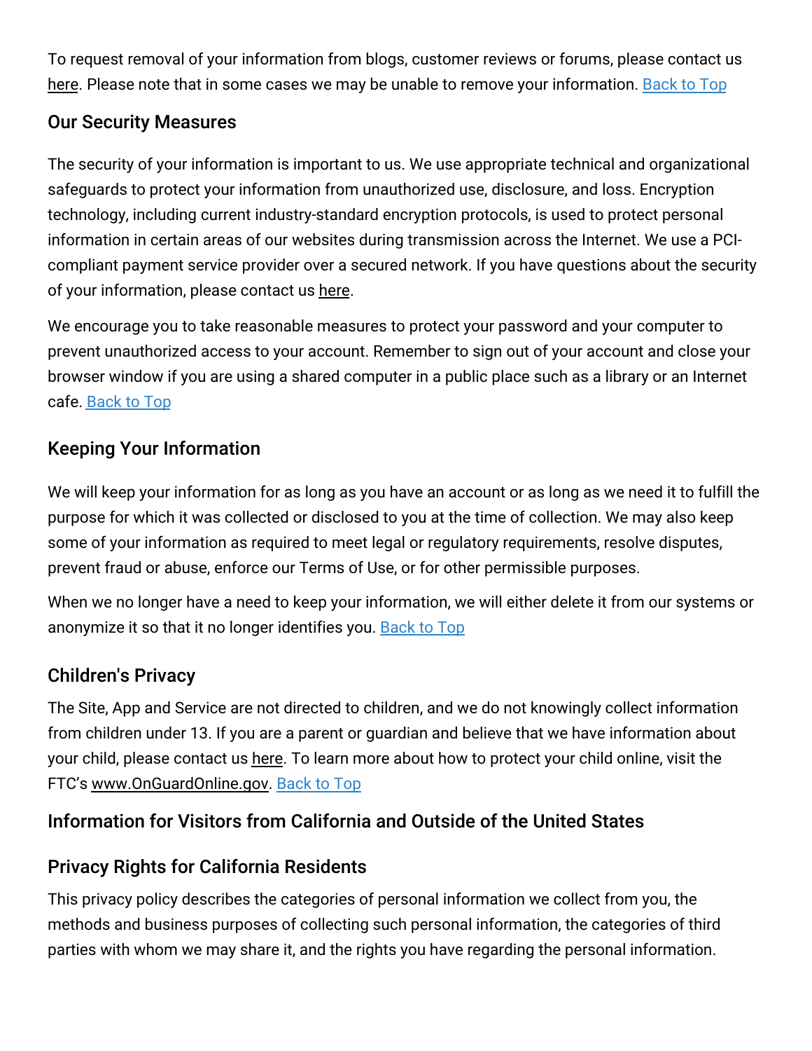To request removal of your information from blogs, customer reviews or forums, please contact us here. Please note that in some cases we may be unable to remove your information. Back to Top

### Our Security Measures

The security of your information is important to us. We use appropriate technical and organizational safeguards to protect your information from unauthorized use, disclosure, and loss. Encryption technology, including current industry-standard encryption protocols, is used to protect personal information in certain areas of our websites during transmission across the Internet. We use a PCI-compliant payment service provider over a secured network. If you have questions about the security of your information, please contact us here.

We encourage you to take reasonable measures to protect your password and your computer to prevent unauthorized access to your account. Remember to sign out of your account and close your browser window if you are using a shared computer in a public place such as a library or an Internet cafe. Back to Top

### Keeping Your Information

We will keep your information for as long as you have an account or as long as we need it to fulfill the purpose for which it was collected or disclosed to you at the time of collection. We may also keep some of your information as required to meet legal or regulatory requirements, resolve disputes, prevent fraud or abuse, enforce our Terms of Use, or for other permissible purposes.

When we no longer have a need to keep your information, we will either delete it from our systems or anonymize it so that it no longer identifies you. Back to Top

### Children's Privacy

The Site, App and Service are not directed to children, and we do not knowingly collect information from children under 13. If you are a parent or guardian and believe that we have information about your child, please contact us here. To learn more about how to protect your child online, visit the FTC's www.OnGuardOnline.gov. Back to Top

### Information for Visitors from California and Outside of the United States

### Privacy Rights for California Residents

This privacy policy describes the categories of personal information we collect from you, the methods and business purposes of collecting such personal information, the categories of third parties with whom we may share it, and the rights you have regarding the personal information.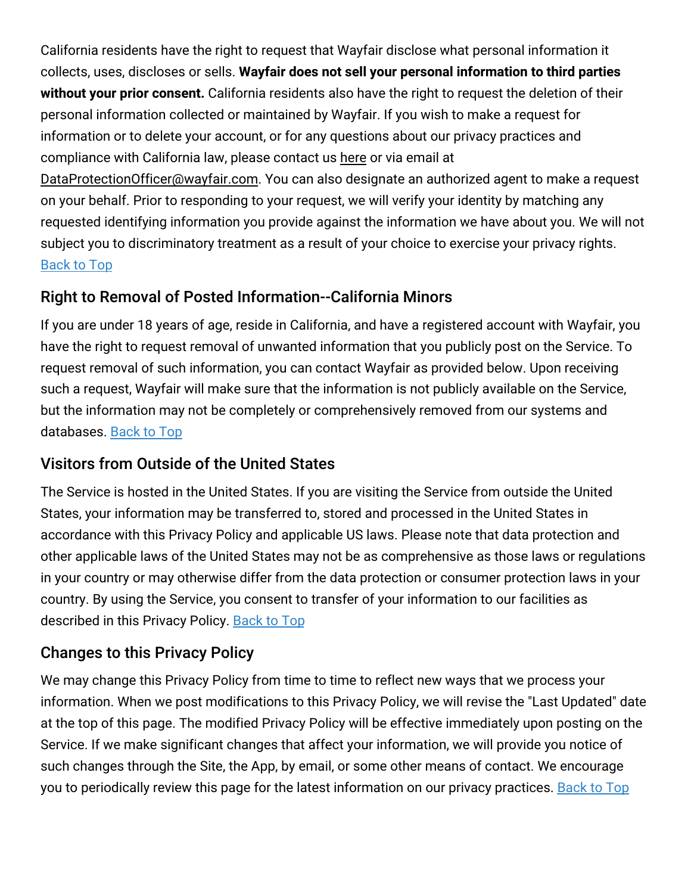California residents have the right to request that Wayfair disclose what personal information it collects, uses, discloses or sells. **Wayfair does not sell your personal information to third parties without your prior consent.** California residents also have the right to request the deletion of their personal information collected or maintained by Wayfair. If you wish to make a request for information or to delete your account, or for any questions about our privacy practices and compliance with California law, please contact us here or via email at DataProtectionOfficer@wayfair.com. You can also designate an authorized agent to make a request on your behalf. Prior to responding to your request, we will verify your identity by matching any requested identifying information you provide against the information we have about you. We will not subject you to discriminatory treatment as a result of your choice to exercise your privacy rights. Back to Top

## Right to Removal of Posted Information--California Minors

If you are under 18 years of age, reside in California, and have a registered account with Wayfair, you have the right to request removal of unwanted information that you publicly post on the Service. To request removal of such information, you can contact Wayfair as provided below. Upon receiving such a request, Wayfair will make sure that the information is not publicly available on the Service, but the information may not be completely or comprehensively removed from our systems and databases. Back to Top

## Visitors from Outside of the United States

The Service is hosted in the United States. If you are visiting the Service from outside the United States, your information may be transferred to, stored and processed in the United States in accordance with this Privacy Policy and applicable US laws. Please note that data protection and other applicable laws of the United States may not be as comprehensive as those laws or regulations in your country or may otherwise differ from the data protection or consumer protection laws in your country. By using the Service, you consent to transfer of your information to our facilities as described in this Privacy Policy. Back to Top

## Changes to this Privacy Policy

We may change this Privacy Policy from time to time to reflect new ways that we process your information. When we post modifications to this Privacy Policy, we will revise the "Last Updated" date at the top of this page. The modified Privacy Policy will be effective immediately upon posting on the Service. If we make significant changes that affect your information, we will provide you notice of such changes through the Site, the App, by email, or some other means of contact. We encourage you to periodically review this page for the latest information on our privacy practices. Back to Top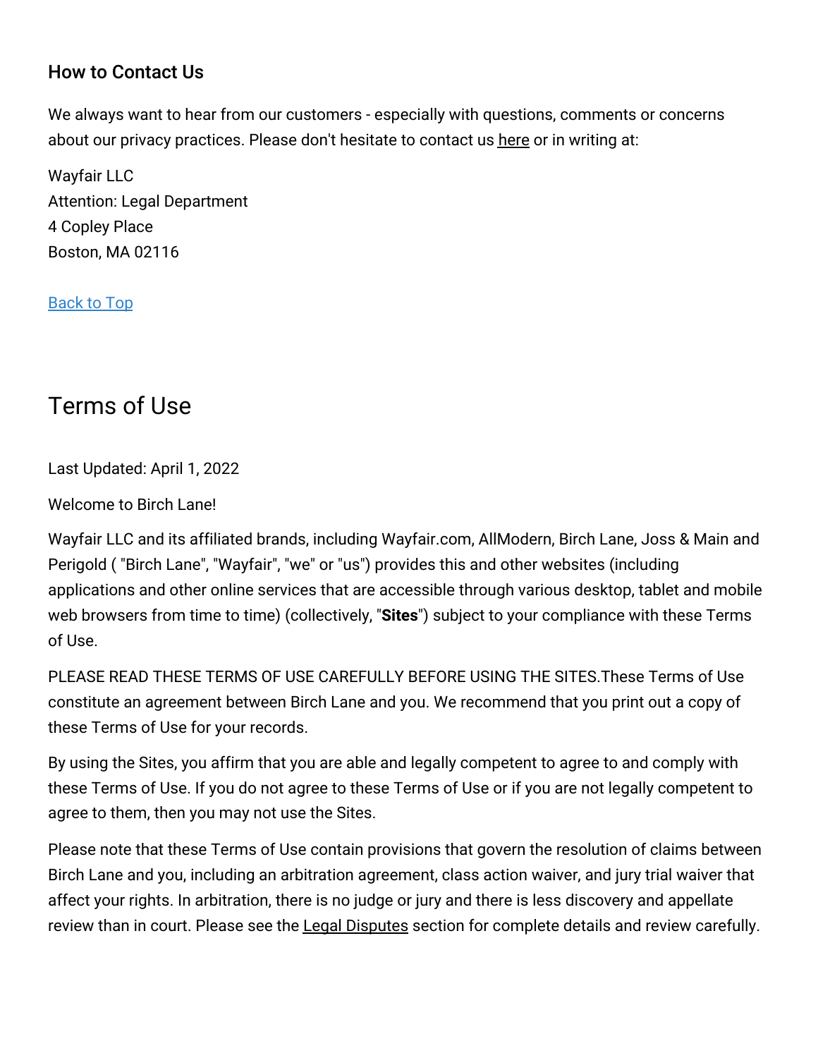### How to Contact Us

We always want to hear from our customers - especially with questions, comments or concerns about our privacy practices. Please don't hesitate to contact us here or in writing at:

Wayfair LLC
Attention: Legal Department
4 Copley Place
Boston, MA 02116

Back to Top

## Terms of Use

Last Updated: April 1, 2022

Welcome to Birch Lane!

Wayfair LLC and its affiliated brands, including Wayfair.com, AllModern, Birch Lane, Joss & Main and Perigold ( "Birch Lane", "Wayfair", "we" or "us") provides this and other websites (including applications and other online services that are accessible through various desktop, tablet and mobile web browsers from time to time) (collectively, "**Sites**") subject to your compliance with these Terms of Use.

PLEASE READ THESE TERMS OF USE CAREFULLY BEFORE USING THE SITES.These Terms of Use constitute an agreement between Birch Lane and you. We recommend that you print out a copy of these Terms of Use for your records.

By using the Sites, you affirm that you are able and legally competent to agree to and comply with these Terms of Use. If you do not agree to these Terms of Use or if you are not legally competent to agree to them, then you may not use the Sites.

Please note that these Terms of Use contain provisions that govern the resolution of claims between Birch Lane and you, including an arbitration agreement, class action waiver, and jury trial waiver that affect your rights. In arbitration, there is no judge or jury and there is less discovery and appellate review than in court. Please see the Legal Disputes section for complete details and review carefully.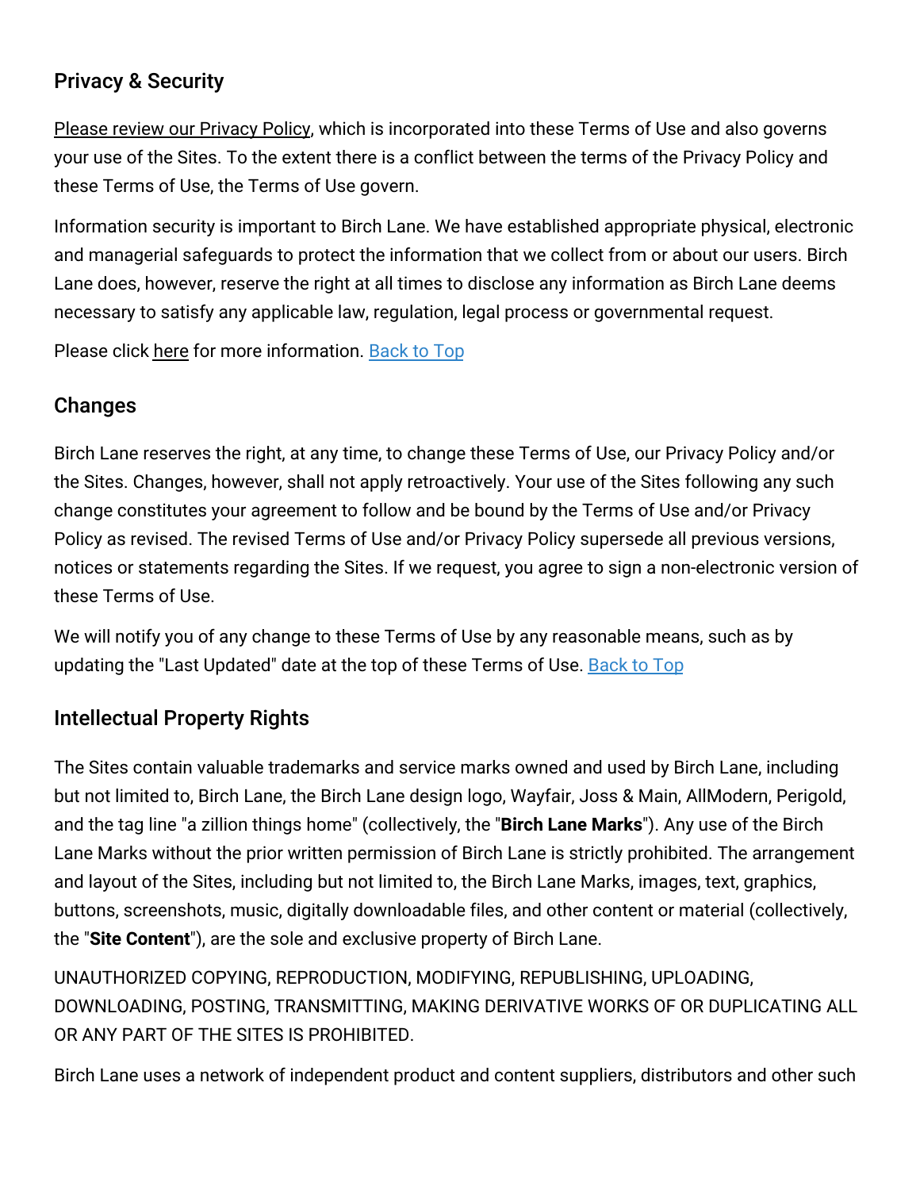## Privacy & Security

Please review our Privacy Policy, which is incorporated into these Terms of Use and also governs your use of the Sites. To the extent there is a conflict between the terms of the Privacy Policy and these Terms of Use, the Terms of Use govern.

Information security is important to Birch Lane. We have established appropriate physical, electronic and managerial safeguards to protect the information that we collect from or about our users. Birch Lane does, however, reserve the right at all times to disclose any information as Birch Lane deems necessary to satisfy any applicable law, regulation, legal process or governmental request.

Please click here for more information. Back to Top

## Changes

Birch Lane reserves the right, at any time, to change these Terms of Use, our Privacy Policy and/or the Sites. Changes, however, shall not apply retroactively. Your use of the Sites following any such change constitutes your agreement to follow and be bound by the Terms of Use and/or Privacy Policy as revised. The revised Terms of Use and/or Privacy Policy supersede all previous versions, notices or statements regarding the Sites. If we request, you agree to sign a non-electronic version of these Terms of Use.

We will notify you of any change to these Terms of Use by any reasonable means, such as by updating the "Last Updated" date at the top of these Terms of Use. Back to Top

## Intellectual Property Rights

The Sites contain valuable trademarks and service marks owned and used by Birch Lane, including but not limited to, Birch Lane, the Birch Lane design logo, Wayfair, Joss & Main, AllModern, Perigold, and the tag line "a zillion things home" (collectively, the "**Birch Lane Marks**"). Any use of the Birch Lane Marks without the prior written permission of Birch Lane is strictly prohibited. The arrangement and layout of the Sites, including but not limited to, the Birch Lane Marks, images, text, graphics, buttons, screenshots, music, digitally downloadable files, and other content or material (collectively, the "**Site Content**"), are the sole and exclusive property of Birch Lane.

UNAUTHORIZED COPYING, REPRODUCTION, MODIFYING, REPUBLISHING, UPLOADING, DOWNLOADING, POSTING, TRANSMITTING, MAKING DERIVATIVE WORKS OF OR DUPLICATING ALL OR ANY PART OF THE SITES IS PROHIBITED.

Birch Lane uses a network of independent product and content suppliers, distributors and other such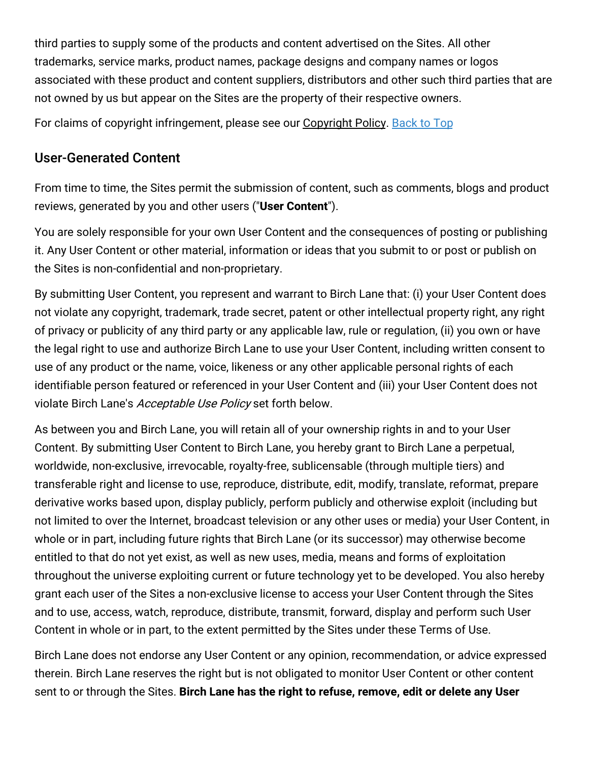third parties to supply some of the products and content advertised on the Sites. All other trademarks, service marks, product names, package designs and company names or logos associated with these product and content suppliers, distributors and other such third parties that are not owned by us but appear on the Sites are the property of their respective owners.

For claims of copyright infringement, please see our Copyright Policy. Back to Top

## User-Generated Content

From time to time, the Sites permit the submission of content, such as comments, blogs and product reviews, generated by you and other users ("**User Content**").

You are solely responsible for your own User Content and the consequences of posting or publishing it. Any User Content or other material, information or ideas that you submit to or post or publish on the Sites is non-confidential and non-proprietary.

By submitting User Content, you represent and warrant to Birch Lane that: (i) your User Content does not violate any copyright, trademark, trade secret, patent or other intellectual property right, any right of privacy or publicity of any third party or any applicable law, rule or regulation, (ii) you own or have the legal right to use and authorize Birch Lane to use your User Content, including written consent to use of any product or the name, voice, likeness or any other applicable personal rights of each identifiable person featured or referenced in your User Content and (iii) your User Content does not violate Birch Lane's *Acceptable Use Policy* set forth below.

As between you and Birch Lane, you will retain all of your ownership rights in and to your User Content. By submitting User Content to Birch Lane, you hereby grant to Birch Lane a perpetual, worldwide, non-exclusive, irrevocable, royalty-free, sublicensable (through multiple tiers) and transferable right and license to use, reproduce, distribute, edit, modify, translate, reformat, prepare derivative works based upon, display publicly, perform publicly and otherwise exploit (including but not limited to over the Internet, broadcast television or any other uses or media) your User Content, in whole or in part, including future rights that Birch Lane (or its successor) may otherwise become entitled to that do not yet exist, as well as new uses, media, means and forms of exploitation throughout the universe exploiting current or future technology yet to be developed. You also hereby grant each user of the Sites a non-exclusive license to access your User Content through the Sites and to use, access, watch, reproduce, distribute, transmit, forward, display and perform such User Content in whole or in part, to the extent permitted by the Sites under these Terms of Use.

Birch Lane does not endorse any User Content or any opinion, recommendation, or advice expressed therein. Birch Lane reserves the right but is not obligated to monitor User Content or other content sent to or through the Sites. **Birch Lane has the right to refuse, remove, edit or delete any User**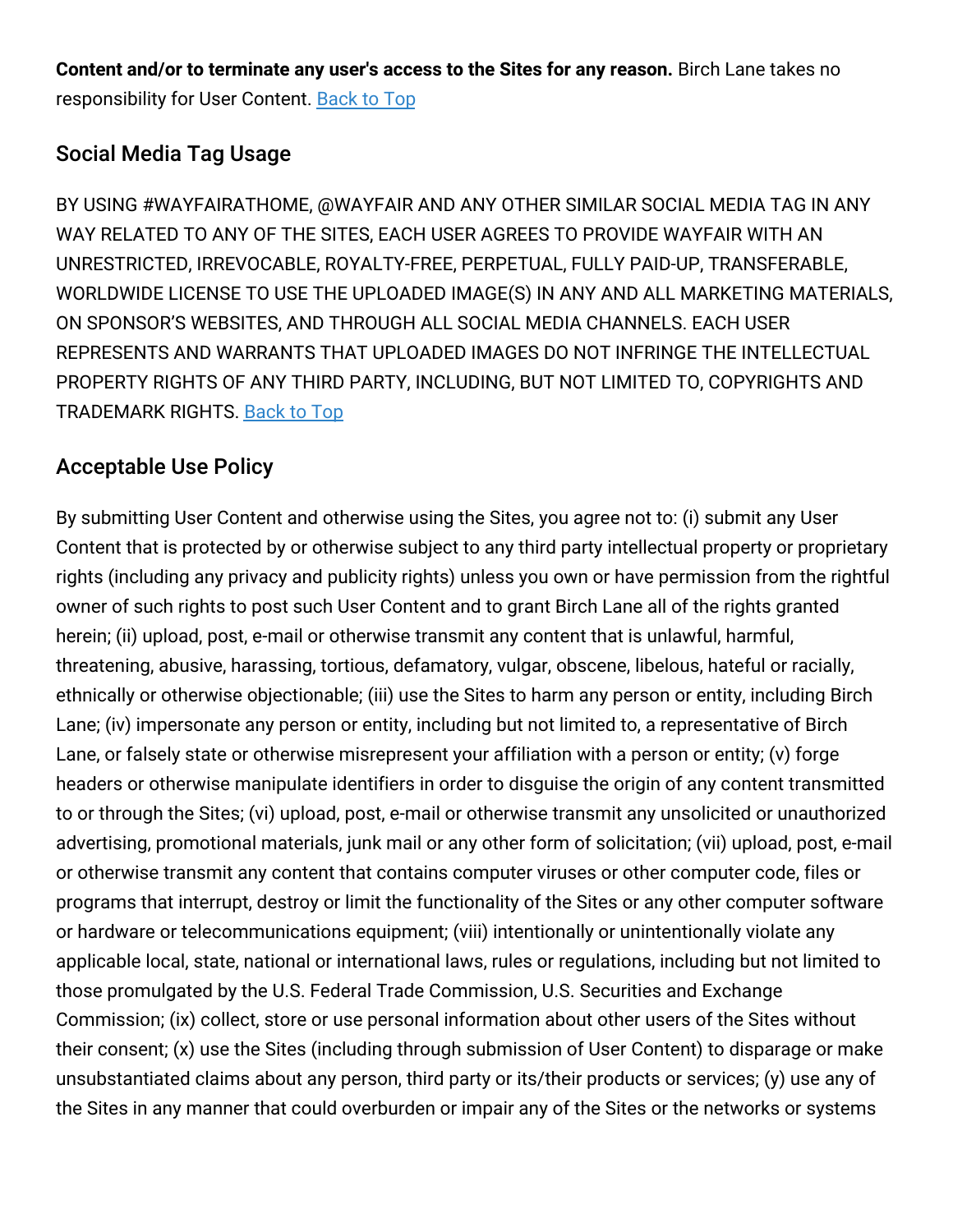**Content and/or to terminate any user's access to the Sites for any reason.** Birch Lane takes no responsibility for User Content. Back to Top

## Social Media Tag Usage

BY USING #WAYFAIRATHOME, @WAYFAIR AND ANY OTHER SIMILAR SOCIAL MEDIA TAG IN ANY WAY RELATED TO ANY OF THE SITES, EACH USER AGREES TO PROVIDE WAYFAIR WITH AN UNRESTRICTED, IRREVOCABLE, ROYALTY-FREE, PERPETUAL, FULLY PAID-UP, TRANSFERABLE, WORLDWIDE LICENSE TO USE THE UPLOADED IMAGE(S) IN ANY AND ALL MARKETING MATERIALS, ON SPONSOR'S WEBSITES, AND THROUGH ALL SOCIAL MEDIA CHANNELS. EACH USER REPRESENTS AND WARRANTS THAT UPLOADED IMAGES DO NOT INFRINGE THE INTELLECTUAL PROPERTY RIGHTS OF ANY THIRD PARTY, INCLUDING, BUT NOT LIMITED TO, COPYRIGHTS AND TRADEMARK RIGHTS. Back to Top

## Acceptable Use Policy

By submitting User Content and otherwise using the Sites, you agree not to: (i) submit any User Content that is protected by or otherwise subject to any third party intellectual property or proprietary rights (including any privacy and publicity rights) unless you own or have permission from the rightful owner of such rights to post such User Content and to grant Birch Lane all of the rights granted herein; (ii) upload, post, e-mail or otherwise transmit any content that is unlawful, harmful, threatening, abusive, harassing, tortious, defamatory, vulgar, obscene, libelous, hateful or racially, ethnically or otherwise objectionable; (iii) use the Sites to harm any person or entity, including Birch Lane; (iv) impersonate any person or entity, including but not limited to, a representative of Birch Lane, or falsely state or otherwise misrepresent your affiliation with a person or entity; (v) forge headers or otherwise manipulate identifiers in order to disguise the origin of any content transmitted to or through the Sites; (vi) upload, post, e-mail or otherwise transmit any unsolicited or unauthorized advertising, promotional materials, junk mail or any other form of solicitation; (vii) upload, post, e-mail or otherwise transmit any content that contains computer viruses or other computer code, files or programs that interrupt, destroy or limit the functionality of the Sites or any other computer software or hardware or telecommunications equipment; (viii) intentionally or unintentionally violate any applicable local, state, national or international laws, rules or regulations, including but not limited to those promulgated by the U.S. Federal Trade Commission, U.S. Securities and Exchange Commission; (ix) collect, store or use personal information about other users of the Sites without their consent; (x) use the Sites (including through submission of User Content) to disparage or make unsubstantiated claims about any person, third party or its/their products or services; (y) use any of the Sites in any manner that could overburden or impair any of the Sites or the networks or systems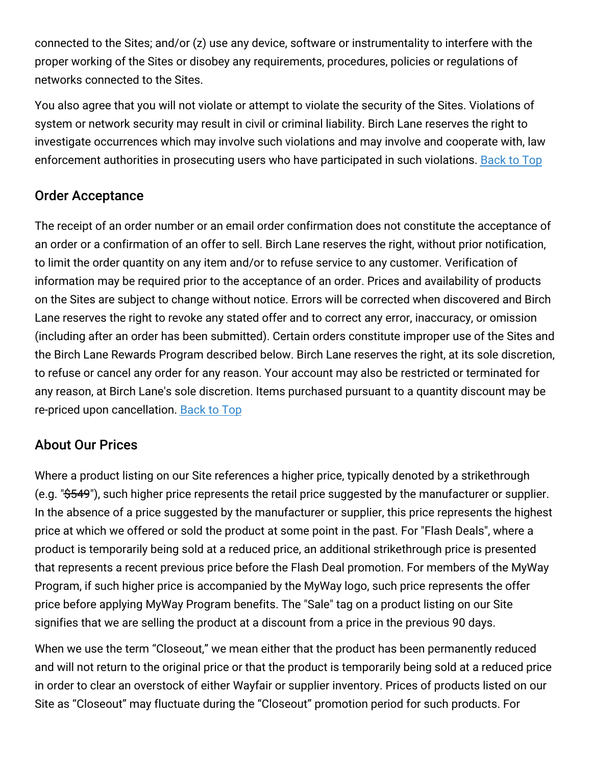connected to the Sites; and/or (z) use any device, software or instrumentality to interfere with the proper working of the Sites or disobey any requirements, procedures, policies or regulations of networks connected to the Sites.

You also agree that you will not violate or attempt to violate the security of the Sites. Violations of system or network security may result in civil or criminal liability. Birch Lane reserves the right to investigate occurrences which may involve such violations and may involve and cooperate with, law enforcement authorities in prosecuting users who have participated in such violations. Back to Top

## Order Acceptance

The receipt of an order number or an email order confirmation does not constitute the acceptance of an order or a confirmation of an offer to sell. Birch Lane reserves the right, without prior notification, to limit the order quantity on any item and/or to refuse service to any customer. Verification of information may be required prior to the acceptance of an order. Prices and availability of products on the Sites are subject to change without notice. Errors will be corrected when discovered and Birch Lane reserves the right to revoke any stated offer and to correct any error, inaccuracy, or omission (including after an order has been submitted). Certain orders constitute improper use of the Sites and the Birch Lane Rewards Program described below. Birch Lane reserves the right, at its sole discretion, to refuse or cancel any order for any reason. Your account may also be restricted or terminated for any reason, at Birch Lane's sole discretion. Items purchased pursuant to a quantity discount may be re-priced upon cancellation. Back to Top

## About Our Prices

Where a product listing on our Site references a higher price, typically denoted by a strikethrough (e.g. "~~$549~~"), such higher price represents the retail price suggested by the manufacturer or supplier. In the absence of a price suggested by the manufacturer or supplier, this price represents the highest price at which we offered or sold the product at some point in the past. For "Flash Deals", where a product is temporarily being sold at a reduced price, an additional strikethrough price is presented that represents a recent previous price before the Flash Deal promotion. For members of the MyWay Program, if such higher price is accompanied by the MyWay logo, such price represents the offer price before applying MyWay Program benefits. The "Sale" tag on a product listing on our Site signifies that we are selling the product at a discount from a price in the previous 90 days.

When we use the term “Closeout,” we mean either that the product has been permanently reduced and will not return to the original price or that the product is temporarily being sold at a reduced price in order to clear an overstock of either Wayfair or supplier inventory. Prices of products listed on our Site as “Closeout” may fluctuate during the “Closeout” promotion period for such products. For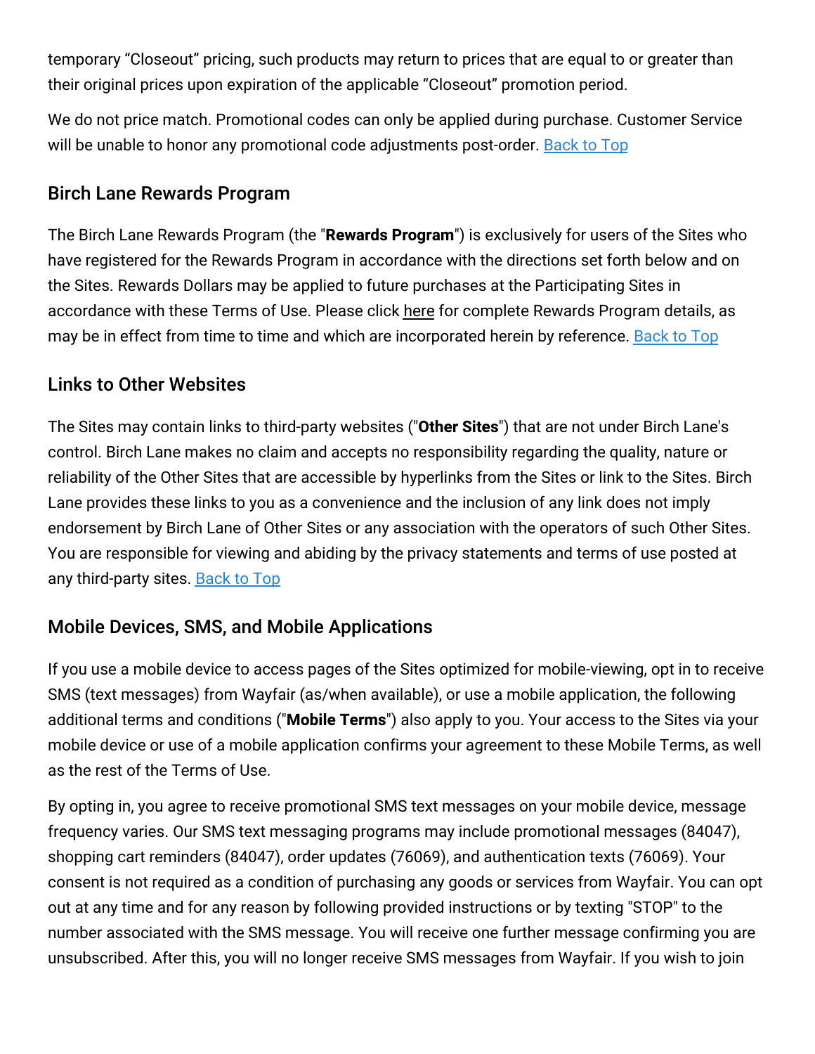temporary "Closeout" pricing, such products may return to prices that are equal to or greater than their original prices upon expiration of the applicable "Closeout" promotion period.

We do not price match. Promotional codes can only be applied during purchase. Customer Service will be unable to honor any promotional code adjustments post-order. Back to Top

## Birch Lane Rewards Program

The Birch Lane Rewards Program (the "**Rewards Program**") is exclusively for users of the Sites who have registered for the Rewards Program in accordance with the directions set forth below and on the Sites. Rewards Dollars may be applied to future purchases at the Participating Sites in accordance with these Terms of Use. Please click here for complete Rewards Program details, as may be in effect from time to time and which are incorporated herein by reference. Back to Top

## Links to Other Websites

The Sites may contain links to third-party websites ("**Other Sites**") that are not under Birch Lane's control. Birch Lane makes no claim and accepts no responsibility regarding the quality, nature or reliability of the Other Sites that are accessible by hyperlinks from the Sites or link to the Sites. Birch Lane provides these links to you as a convenience and the inclusion of any link does not imply endorsement by Birch Lane of Other Sites or any association with the operators of such Other Sites. You are responsible for viewing and abiding by the privacy statements and terms of use posted at any third-party sites. Back to Top

## Mobile Devices, SMS, and Mobile Applications

If you use a mobile device to access pages of the Sites optimized for mobile-viewing, opt in to receive SMS (text messages) from Wayfair (as/when available), or use a mobile application, the following additional terms and conditions ("**Mobile Terms**") also apply to you. Your access to the Sites via your mobile device or use of a mobile application confirms your agreement to these Mobile Terms, as well as the rest of the Terms of Use.

By opting in, you agree to receive promotional SMS text messages on your mobile device, message frequency varies. Our SMS text messaging programs may include promotional messages (84047), shopping cart reminders (84047), order updates (76069), and authentication texts (76069). Your consent is not required as a condition of purchasing any goods or services from Wayfair. You can opt out at any time and for any reason by following provided instructions or by texting "STOP" to the number associated with the SMS message. You will receive one further message confirming you are unsubscribed. After this, you will no longer receive SMS messages from Wayfair. If you wish to join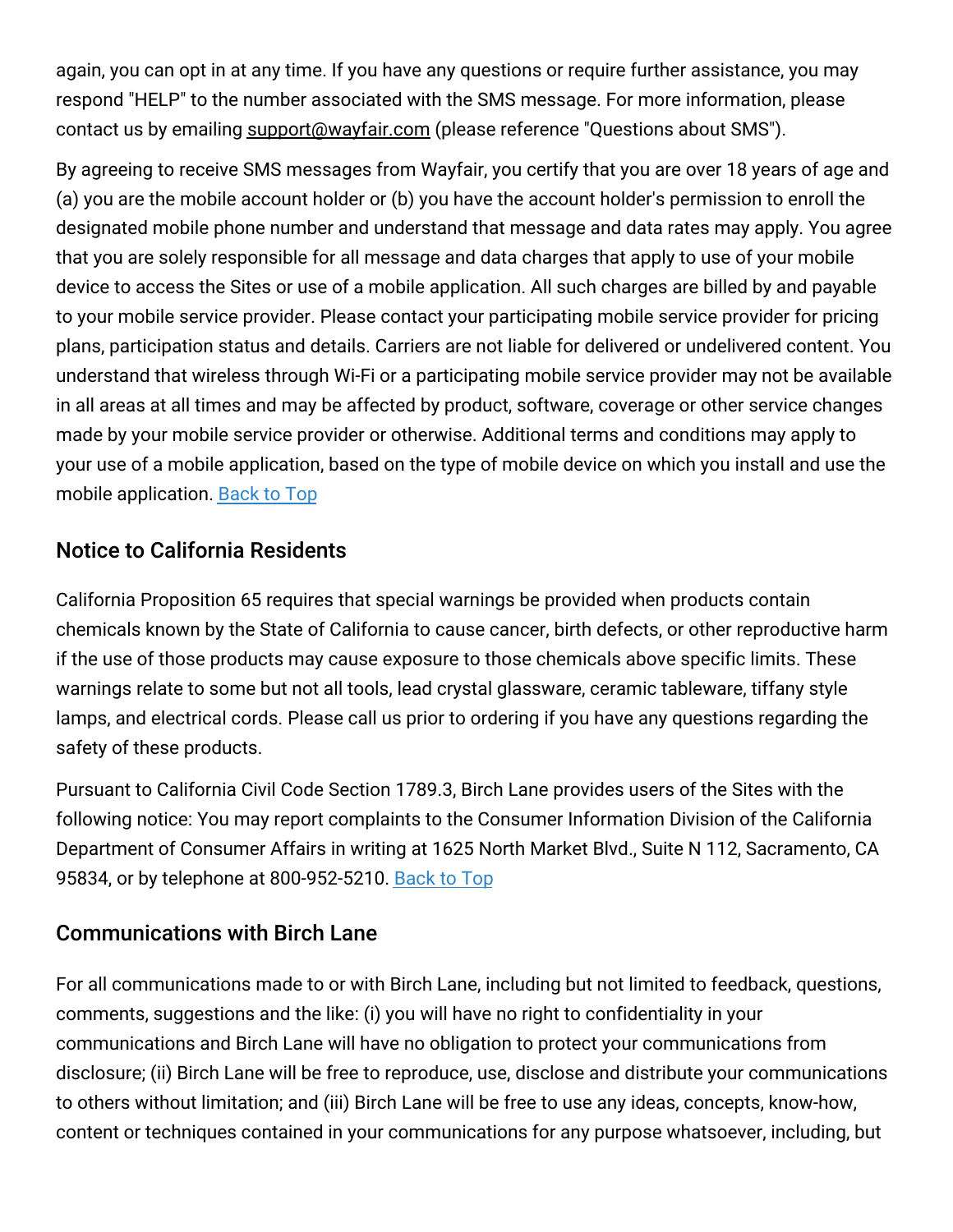again, you can opt in at any time. If you have any questions or require further assistance, you may respond "HELP" to the number associated with the SMS message. For more information, please contact us by emailing support@wayfair.com (please reference "Questions about SMS").

By agreeing to receive SMS messages from Wayfair, you certify that you are over 18 years of age and (a) you are the mobile account holder or (b) you have the account holder's permission to enroll the designated mobile phone number and understand that message and data rates may apply. You agree that you are solely responsible for all message and data charges that apply to use of your mobile device to access the Sites or use of a mobile application. All such charges are billed by and payable to your mobile service provider. Please contact your participating mobile service provider for pricing plans, participation status and details. Carriers are not liable for delivered or undelivered content. You understand that wireless through Wi-Fi or a participating mobile service provider may not be available in all areas at all times and may be affected by product, software, coverage or other service changes made by your mobile service provider or otherwise. Additional terms and conditions may apply to your use of a mobile application, based on the type of mobile device on which you install and use the mobile application. Back to Top

## Notice to California Residents

California Proposition 65 requires that special warnings be provided when products contain chemicals known by the State of California to cause cancer, birth defects, or other reproductive harm if the use of those products may cause exposure to those chemicals above specific limits. These warnings relate to some but not all tools, lead crystal glassware, ceramic tableware, tiffany style lamps, and electrical cords. Please call us prior to ordering if you have any questions regarding the safety of these products.

Pursuant to California Civil Code Section 1789.3, Birch Lane provides users of the Sites with the following notice: You may report complaints to the Consumer Information Division of the California Department of Consumer Affairs in writing at 1625 North Market Blvd., Suite N 112, Sacramento, CA 95834, or by telephone at 800-952-5210. Back to Top

## Communications with Birch Lane

For all communications made to or with Birch Lane, including but not limited to feedback, questions, comments, suggestions and the like: (i) you will have no right to confidentiality in your communications and Birch Lane will have no obligation to protect your communications from disclosure; (ii) Birch Lane will be free to reproduce, use, disclose and distribute your communications to others without limitation; and (iii) Birch Lane will be free to use any ideas, concepts, know-how, content or techniques contained in your communications for any purpose whatsoever, including, but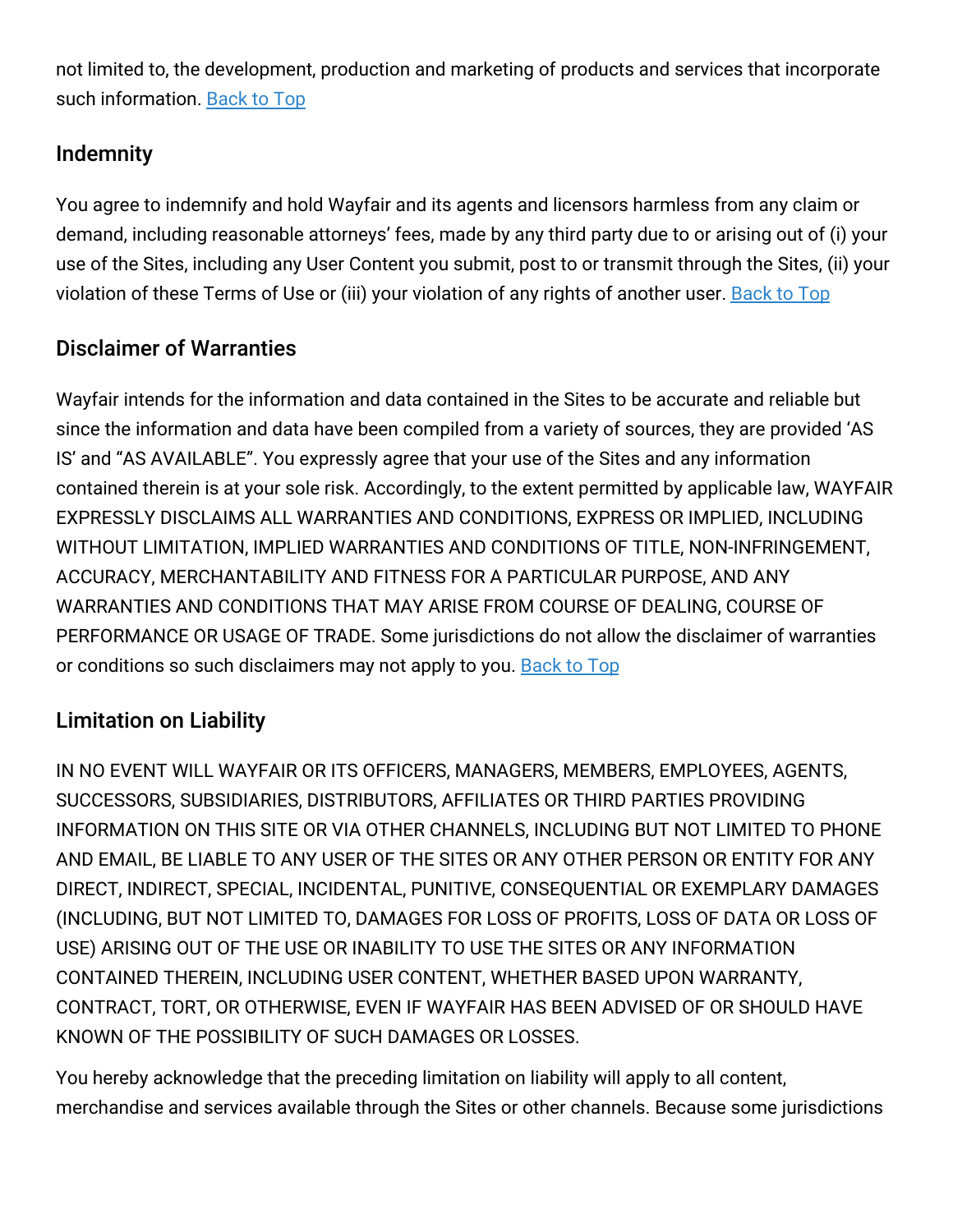not limited to, the development, production and marketing of products and services that incorporate such information. [Back to Top]

## Indemnity

You agree to indemnify and hold Wayfair and its agents and licensors harmless from any claim or demand, including reasonable attorneys' fees, made by any third party due to or arising out of (i) your use of the Sites, including any User Content you submit, post to or transmit through the Sites, (ii) your violation of these Terms of Use or (iii) your violation of any rights of another user. [Back to Top]

## Disclaimer of Warranties

Wayfair intends for the information and data contained in the Sites to be accurate and reliable but since the information and data have been compiled from a variety of sources, they are provided 'AS IS' and "AS AVAILABLE". You expressly agree that your use of the Sites and any information contained therein is at your sole risk. Accordingly, to the extent permitted by applicable law, WAYFAIR EXPRESSLY DISCLAIMS ALL WARRANTIES AND CONDITIONS, EXPRESS OR IMPLIED, INCLUDING WITHOUT LIMITATION, IMPLIED WARRANTIES AND CONDITIONS OF TITLE, NON-INFRINGEMENT, ACCURACY, MERCHANTABILITY AND FITNESS FOR A PARTICULAR PURPOSE, AND ANY WARRANTIES AND CONDITIONS THAT MAY ARISE FROM COURSE OF DEALING, COURSE OF PERFORMANCE OR USAGE OF TRADE. Some jurisdictions do not allow the disclaimer of warranties or conditions so such disclaimers may not apply to you. [Back to Top]

## Limitation on Liability

IN NO EVENT WILL WAYFAIR OR ITS OFFICERS, MANAGERS, MEMBERS, EMPLOYEES, AGENTS, SUCCESSORS, SUBSIDIARIES, DISTRIBUTORS, AFFILIATES OR THIRD PARTIES PROVIDING INFORMATION ON THIS SITE OR VIA OTHER CHANNELS, INCLUDING BUT NOT LIMITED TO PHONE AND EMAIL, BE LIABLE TO ANY USER OF THE SITES OR ANY OTHER PERSON OR ENTITY FOR ANY DIRECT, INDIRECT, SPECIAL, INCIDENTAL, PUNITIVE, CONSEQUENTIAL OR EXEMPLARY DAMAGES (INCLUDING, BUT NOT LIMITED TO, DAMAGES FOR LOSS OF PROFITS, LOSS OF DATA OR LOSS OF USE) ARISING OUT OF THE USE OR INABILITY TO USE THE SITES OR ANY INFORMATION CONTAINED THEREIN, INCLUDING USER CONTENT, WHETHER BASED UPON WARRANTY, CONTRACT, TORT, OR OTHERWISE, EVEN IF WAYFAIR HAS BEEN ADVISED OF OR SHOULD HAVE KNOWN OF THE POSSIBILITY OF SUCH DAMAGES OR LOSSES.

You hereby acknowledge that the preceding limitation on liability will apply to all content, merchandise and services available through the Sites or other channels. Because some jurisdictions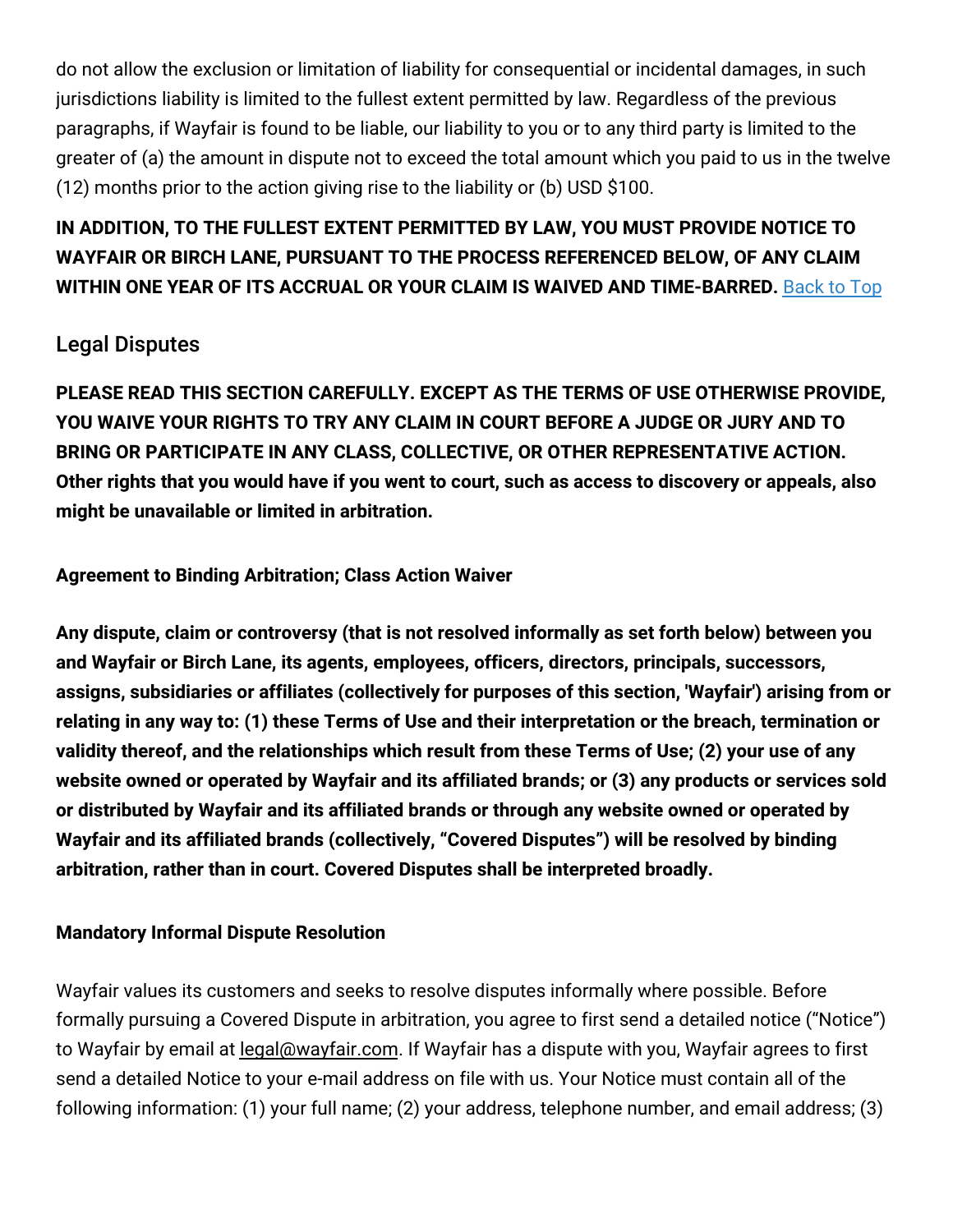do not allow the exclusion or limitation of liability for consequential or incidental damages, in such jurisdictions liability is limited to the fullest extent permitted by law. Regardless of the previous paragraphs, if Wayfair is found to be liable, our liability to you or to any third party is limited to the greater of (a) the amount in dispute not to exceed the total amount which you paid to us in the twelve (12) months prior to the action giving rise to the liability or (b) USD $100.

**IN ADDITION, TO THE FULLEST EXTENT PERMITTED BY LAW, YOU MUST PROVIDE NOTICE TO WAYFAIR OR BIRCH LANE, PURSUANT TO THE PROCESS REFERENCED BELOW, OF ANY CLAIM WITHIN ONE YEAR OF ITS ACCRUAL OR YOUR CLAIM IS WAIVED AND TIME-BARRED.** Back to Top

## Legal Disputes

**PLEASE READ THIS SECTION CAREFULLY. EXCEPT AS THE TERMS OF USE OTHERWISE PROVIDE, YOU WAIVE YOUR RIGHTS TO TRY ANY CLAIM IN COURT BEFORE A JUDGE OR JURY AND TO BRING OR PARTICIPATE IN ANY CLASS, COLLECTIVE, OR OTHER REPRESENTATIVE ACTION. Other rights that you would have if you went to court, such as access to discovery or appeals, also might be unavailable or limited in arbitration.**

**Agreement to Binding Arbitration; Class Action Waiver**

**Any dispute, claim or controversy (that is not resolved informally as set forth below) between you and Wayfair or Birch Lane, its agents, employees, officers, directors, principals, successors, assigns, subsidiaries or affiliates (collectively for purposes of this section, 'Wayfair') arising from or relating in any way to: (1) these Terms of Use and their interpretation or the breach, termination or validity thereof, and the relationships which result from these Terms of Use; (2) your use of any website owned or operated by Wayfair and its affiliated brands; or (3) any products or services sold or distributed by Wayfair and its affiliated brands or through any website owned or operated by Wayfair and its affiliated brands (collectively, "Covered Disputes") will be resolved by binding arbitration, rather than in court. Covered Disputes shall be interpreted broadly.**

**Mandatory Informal Dispute Resolution**

Wayfair values its customers and seeks to resolve disputes informally where possible. Before formally pursuing a Covered Dispute in arbitration, you agree to first send a detailed notice ("Notice") to Wayfair by email at legal@wayfair.com. If Wayfair has a dispute with you, Wayfair agrees to first send a detailed Notice to your e-mail address on file with us. Your Notice must contain all of the following information: (1) your full name; (2) your address, telephone number, and email address; (3)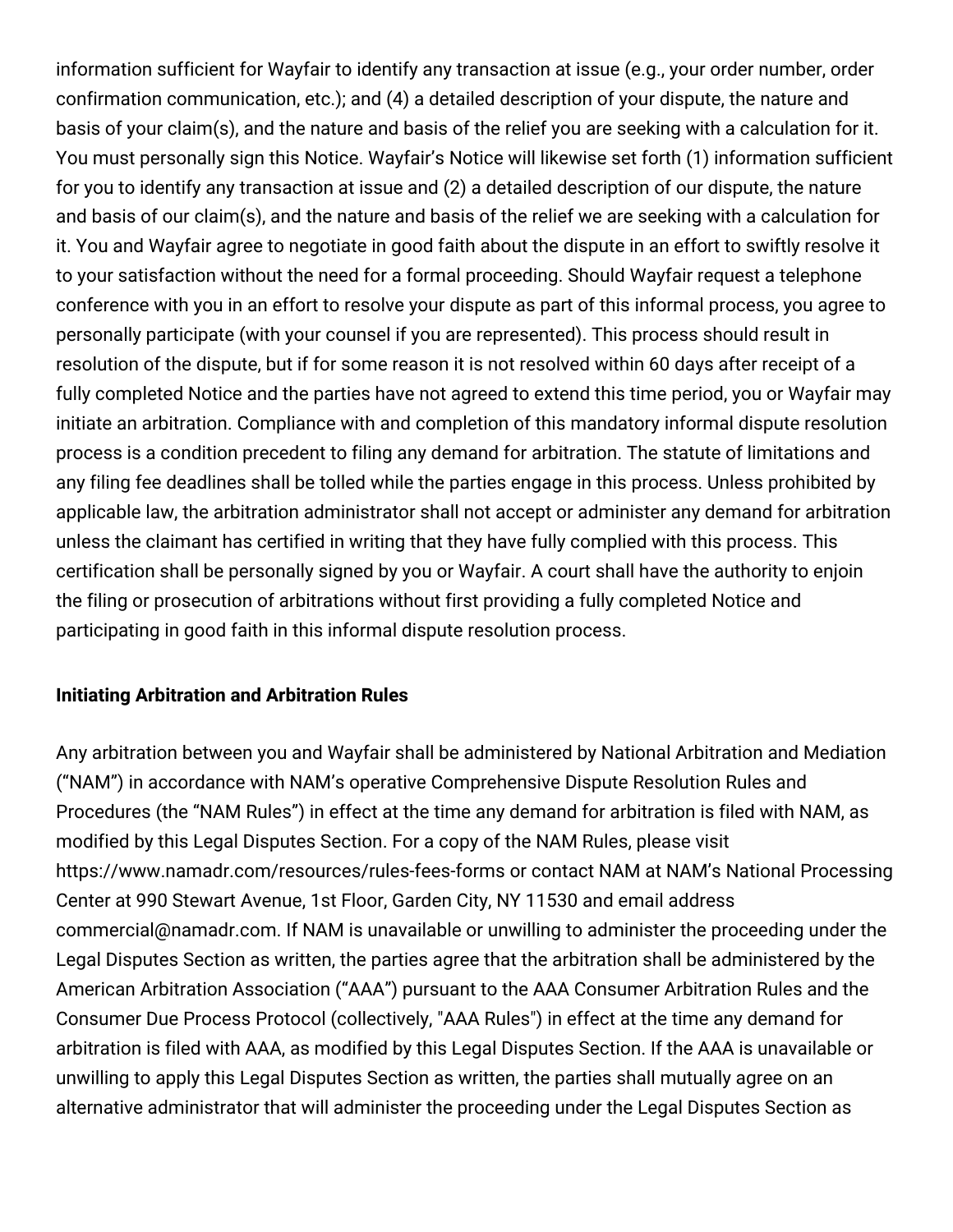information sufficient for Wayfair to identify any transaction at issue (e.g., your order number, order confirmation communication, etc.); and (4) a detailed description of your dispute, the nature and basis of your claim(s), and the nature and basis of the relief you are seeking with a calculation for it. You must personally sign this Notice. Wayfair's Notice will likewise set forth (1) information sufficient for you to identify any transaction at issue and (2) a detailed description of our dispute, the nature and basis of our claim(s), and the nature and basis of the relief we are seeking with a calculation for it. You and Wayfair agree to negotiate in good faith about the dispute in an effort to swiftly resolve it to your satisfaction without the need for a formal proceeding. Should Wayfair request a telephone conference with you in an effort to resolve your dispute as part of this informal process, you agree to personally participate (with your counsel if you are represented). This process should result in resolution of the dispute, but if for some reason it is not resolved within 60 days after receipt of a fully completed Notice and the parties have not agreed to extend this time period, you or Wayfair may initiate an arbitration. Compliance with and completion of this mandatory informal dispute resolution process is a condition precedent to filing any demand for arbitration. The statute of limitations and any filing fee deadlines shall be tolled while the parties engage in this process. Unless prohibited by applicable law, the arbitration administrator shall not accept or administer any demand for arbitration unless the claimant has certified in writing that they have fully complied with this process. This certification shall be personally signed by you or Wayfair. A court shall have the authority to enjoin the filing or prosecution of arbitrations without first providing a fully completed Notice and participating in good faith in this informal dispute resolution process.

**Initiating Arbitration and Arbitration Rules**

Any arbitration between you and Wayfair shall be administered by National Arbitration and Mediation ("NAM") in accordance with NAM's operative Comprehensive Dispute Resolution Rules and Procedures (the "NAM Rules") in effect at the time any demand for arbitration is filed with NAM, as modified by this Legal Disputes Section. For a copy of the NAM Rules, please visit https://www.namadr.com/resources/rules-fees-forms or contact NAM at NAM's National Processing Center at 990 Stewart Avenue, 1st Floor, Garden City, NY 11530 and email address commercial@namadr.com. If NAM is unavailable or unwilling to administer the proceeding under the Legal Disputes Section as written, the parties agree that the arbitration shall be administered by the American Arbitration Association ("AAA") pursuant to the AAA Consumer Arbitration Rules and the Consumer Due Process Protocol (collectively, "AAA Rules") in effect at the time any demand for arbitration is filed with AAA, as modified by this Legal Disputes Section. If the AAA is unavailable or unwilling to apply this Legal Disputes Section as written, the parties shall mutually agree on an alternative administrator that will administer the proceeding under the Legal Disputes Section as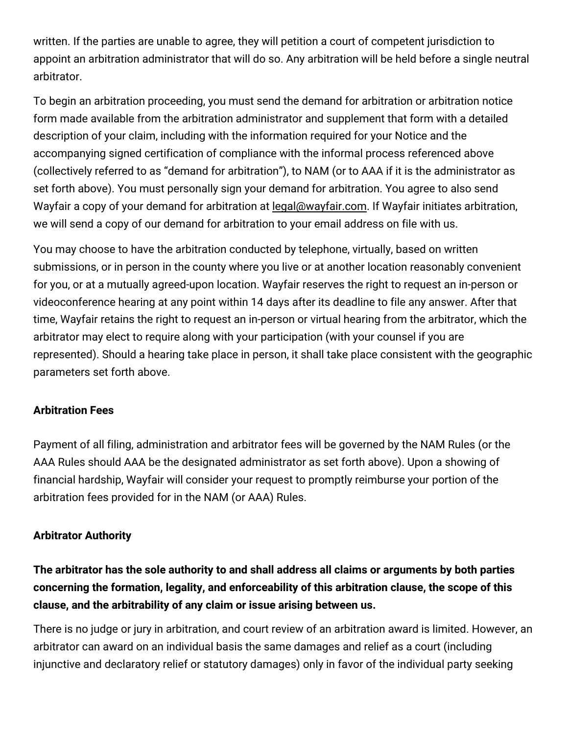written. If the parties are unable to agree, they will petition a court of competent jurisdiction to appoint an arbitration administrator that will do so. Any arbitration will be held before a single neutral arbitrator.

To begin an arbitration proceeding, you must send the demand for arbitration or arbitration notice form made available from the arbitration administrator and supplement that form with a detailed description of your claim, including with the information required for your Notice and the accompanying signed certification of compliance with the informal process referenced above (collectively referred to as "demand for arbitration"), to NAM (or to AAA if it is the administrator as set forth above). You must personally sign your demand for arbitration. You agree to also send Wayfair a copy of your demand for arbitration at legal@wayfair.com. If Wayfair initiates arbitration, we will send a copy of our demand for arbitration to your email address on file with us.

You may choose to have the arbitration conducted by telephone, virtually, based on written submissions, or in person in the county where you live or at another location reasonably convenient for you, or at a mutually agreed-upon location. Wayfair reserves the right to request an in-person or videoconference hearing at any point within 14 days after its deadline to file any answer. After that time, Wayfair retains the right to request an in-person or virtual hearing from the arbitrator, which the arbitrator may elect to require along with your participation (with your counsel if you are represented). Should a hearing take place in person, it shall take place consistent with the geographic parameters set forth above.

**Arbitration Fees**

Payment of all filing, administration and arbitrator fees will be governed by the NAM Rules (or the AAA Rules should AAA be the designated administrator as set forth above). Upon a showing of financial hardship, Wayfair will consider your request to promptly reimburse your portion of the arbitration fees provided for in the NAM (or AAA) Rules.

**Arbitrator Authority**

**The arbitrator has the sole authority to and shall address all claims or arguments by both parties concerning the formation, legality, and enforceability of this arbitration clause, the scope of this clause, and the arbitrability of any claim or issue arising between us.**

There is no judge or jury in arbitration, and court review of an arbitration award is limited. However, an arbitrator can award on an individual basis the same damages and relief as a court (including injunctive and declaratory relief or statutory damages) only in favor of the individual party seeking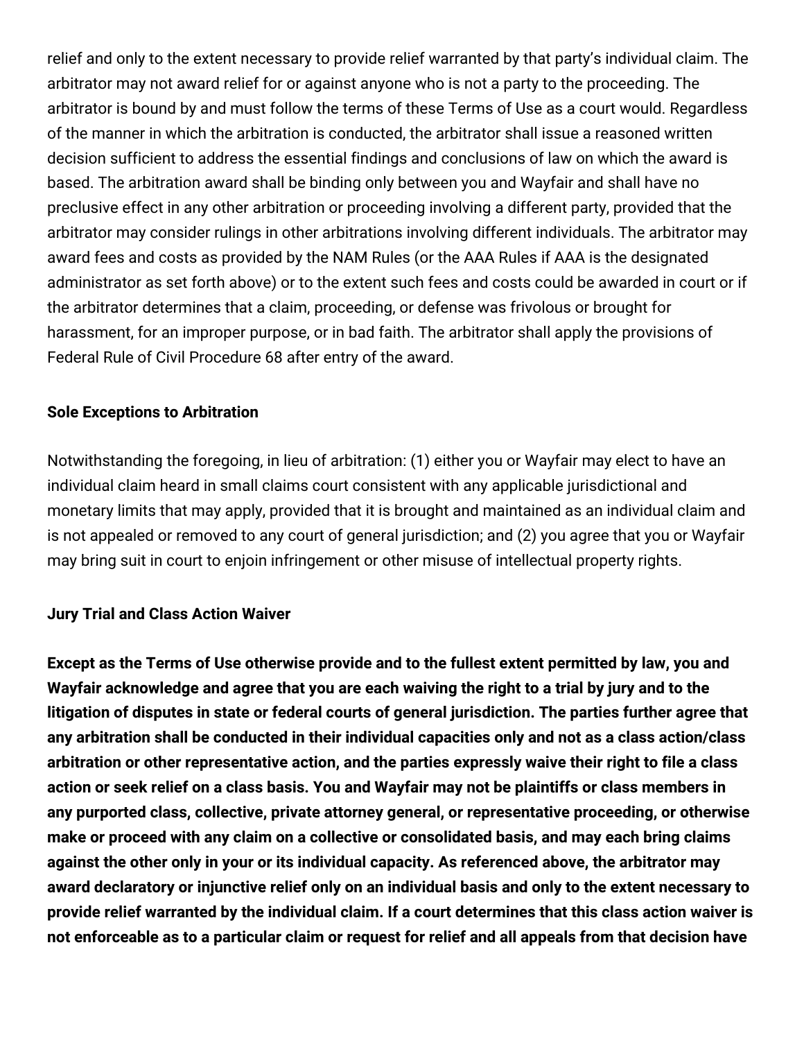relief and only to the extent necessary to provide relief warranted by that party's individual claim. The arbitrator may not award relief for or against anyone who is not a party to the proceeding. The arbitrator is bound by and must follow the terms of these Terms of Use as a court would. Regardless of the manner in which the arbitration is conducted, the arbitrator shall issue a reasoned written decision sufficient to address the essential findings and conclusions of law on which the award is based. The arbitration award shall be binding only between you and Wayfair and shall have no preclusive effect in any other arbitration or proceeding involving a different party, provided that the arbitrator may consider rulings in other arbitrations involving different individuals. The arbitrator may award fees and costs as provided by the NAM Rules (or the AAA Rules if AAA is the designated administrator as set forth above) or to the extent such fees and costs could be awarded in court or if the arbitrator determines that a claim, proceeding, or defense was frivolous or brought for harassment, for an improper purpose, or in bad faith. The arbitrator shall apply the provisions of Federal Rule of Civil Procedure 68 after entry of the award.

**Sole Exceptions to Arbitration**

Notwithstanding the foregoing, in lieu of arbitration: (1) either you or Wayfair may elect to have an individual claim heard in small claims court consistent with any applicable jurisdictional and monetary limits that may apply, provided that it is brought and maintained as an individual claim and is not appealed or removed to any court of general jurisdiction; and (2) you agree that you or Wayfair may bring suit in court to enjoin infringement or other misuse of intellectual property rights.

**Jury Trial and Class Action Waiver**

**Except as the Terms of Use otherwise provide and to the fullest extent permitted by law, you and Wayfair acknowledge and agree that you are each waiving the right to a trial by jury and to the litigation of disputes in state or federal courts of general jurisdiction. The parties further agree that any arbitration shall be conducted in their individual capacities only and not as a class action/class arbitration or other representative action, and the parties expressly waive their right to file a class action or seek relief on a class basis. You and Wayfair may not be plaintiffs or class members in any purported class, collective, private attorney general, or representative proceeding, or otherwise make or proceed with any claim on a collective or consolidated basis, and may each bring claims against the other only in your or its individual capacity. As referenced above, the arbitrator may award declaratory or injunctive relief only on an individual basis and only to the extent necessary to provide relief warranted by the individual claim. If a court determines that this class action waiver is not enforceable as to a particular claim or request for relief and all appeals from that decision have**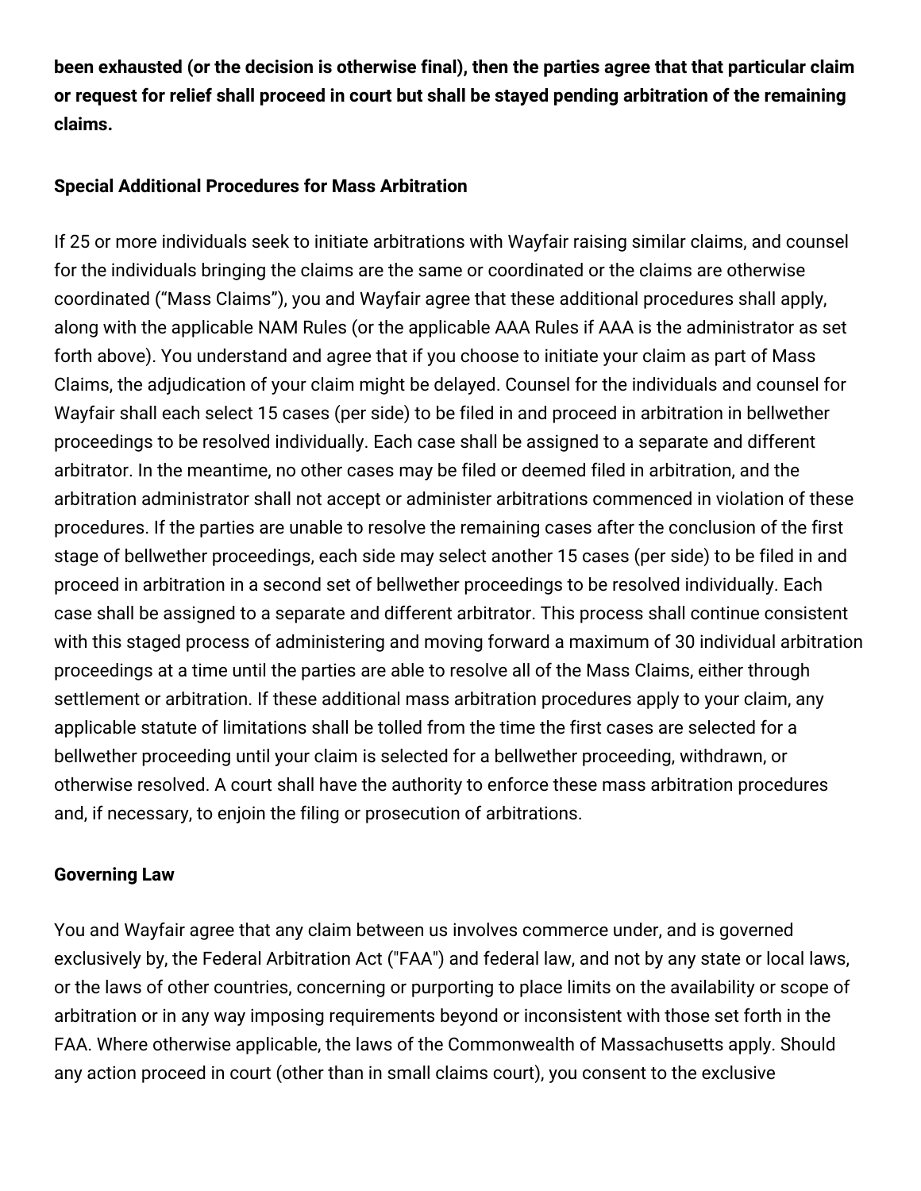**been exhausted (or the decision is otherwise final), then the parties agree that that particular claim or request for relief shall proceed in court but shall be stayed pending arbitration of the remaining claims.**

**Special Additional Procedures for Mass Arbitration**

If 25 or more individuals seek to initiate arbitrations with Wayfair raising similar claims, and counsel for the individuals bringing the claims are the same or coordinated or the claims are otherwise coordinated ("Mass Claims"), you and Wayfair agree that these additional procedures shall apply, along with the applicable NAM Rules (or the applicable AAA Rules if AAA is the administrator as set forth above). You understand and agree that if you choose to initiate your claim as part of Mass Claims, the adjudication of your claim might be delayed. Counsel for the individuals and counsel for Wayfair shall each select 15 cases (per side) to be filed in and proceed in arbitration in bellwether proceedings to be resolved individually. Each case shall be assigned to a separate and different arbitrator. In the meantime, no other cases may be filed or deemed filed in arbitration, and the arbitration administrator shall not accept or administer arbitrations commenced in violation of these procedures. If the parties are unable to resolve the remaining cases after the conclusion of the first stage of bellwether proceedings, each side may select another 15 cases (per side) to be filed in and proceed in arbitration in a second set of bellwether proceedings to be resolved individually. Each case shall be assigned to a separate and different arbitrator. This process shall continue consistent with this staged process of administering and moving forward a maximum of 30 individual arbitration proceedings at a time until the parties are able to resolve all of the Mass Claims, either through settlement or arbitration. If these additional mass arbitration procedures apply to your claim, any applicable statute of limitations shall be tolled from the time the first cases are selected for a bellwether proceeding until your claim is selected for a bellwether proceeding, withdrawn, or otherwise resolved. A court shall have the authority to enforce these mass arbitration procedures and, if necessary, to enjoin the filing or prosecution of arbitrations.

**Governing Law**

You and Wayfair agree that any claim between us involves commerce under, and is governed exclusively by, the Federal Arbitration Act ("FAA") and federal law, and not by any state or local laws, or the laws of other countries, concerning or purporting to place limits on the availability or scope of arbitration or in any way imposing requirements beyond or inconsistent with those set forth in the FAA. Where otherwise applicable, the laws of the Commonwealth of Massachusetts apply. Should any action proceed in court (other than in small claims court), you consent to the exclusive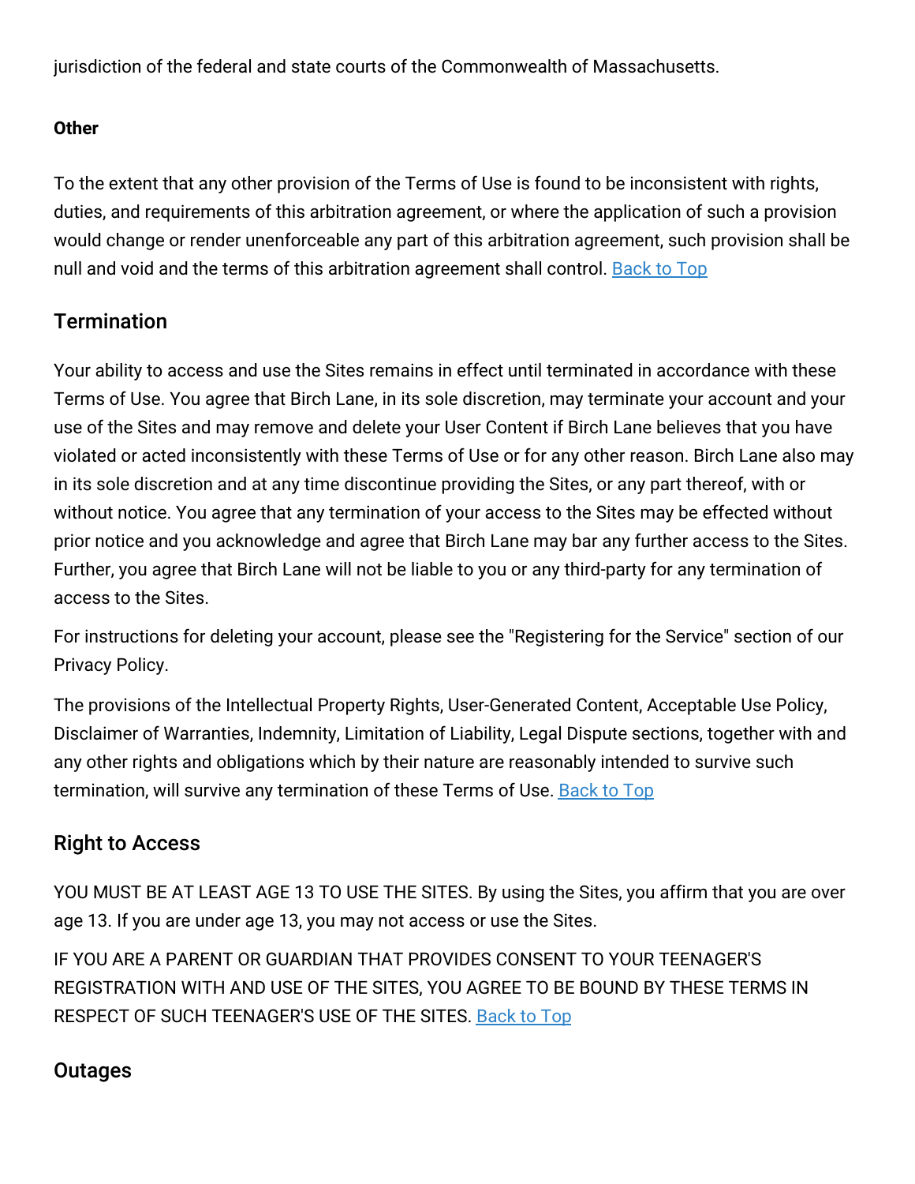jurisdiction of the federal and state courts of the Commonwealth of Massachusetts.

**Other**

To the extent that any other provision of the Terms of Use is found to be inconsistent with rights, duties, and requirements of this arbitration agreement, or where the application of such a provision would change or render unenforceable any part of this arbitration agreement, such provision shall be null and void and the terms of this arbitration agreement shall control. Back to Top

## Termination

Your ability to access and use the Sites remains in effect until terminated in accordance with these Terms of Use. You agree that Birch Lane, in its sole discretion, may terminate your account and your use of the Sites and may remove and delete your User Content if Birch Lane believes that you have violated or acted inconsistently with these Terms of Use or for any other reason. Birch Lane also may in its sole discretion and at any time discontinue providing the Sites, or any part thereof, with or without notice. You agree that any termination of your access to the Sites may be effected without prior notice and you acknowledge and agree that Birch Lane may bar any further access to the Sites. Further, you agree that Birch Lane will not be liable to you or any third-party for any termination of access to the Sites.

For instructions for deleting your account, please see the "Registering for the Service" section of our Privacy Policy.

The provisions of the Intellectual Property Rights, User-Generated Content, Acceptable Use Policy, Disclaimer of Warranties, Indemnity, Limitation of Liability, Legal Dispute sections, together with and any other rights and obligations which by their nature are reasonably intended to survive such termination, will survive any termination of these Terms of Use. Back to Top

## Right to Access

YOU MUST BE AT LEAST AGE 13 TO USE THE SITES. By using the Sites, you affirm that you are over age 13. If you are under age 13, you may not access or use the Sites.

IF YOU ARE A PARENT OR GUARDIAN THAT PROVIDES CONSENT TO YOUR TEENAGER'S REGISTRATION WITH AND USE OF THE SITES, YOU AGREE TO BE BOUND BY THESE TERMS IN RESPECT OF SUCH TEENAGER'S USE OF THE SITES. Back to Top

## Outages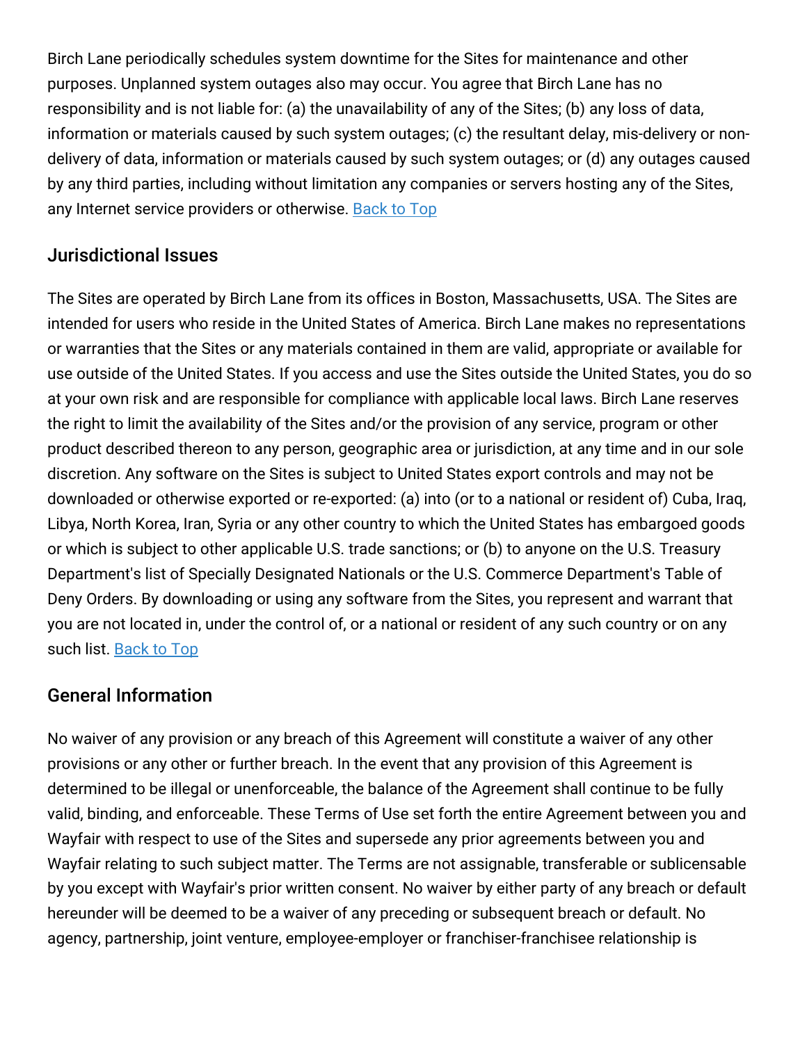Birch Lane periodically schedules system downtime for the Sites for maintenance and other purposes. Unplanned system outages also may occur. You agree that Birch Lane has no responsibility and is not liable for: (a) the unavailability of any of the Sites; (b) any loss of data, information or materials caused by such system outages; (c) the resultant delay, mis-delivery or non-delivery of data, information or materials caused by such system outages; or (d) any outages caused by any third parties, including without limitation any companies or servers hosting any of the Sites, any Internet service providers or otherwise. Back to Top

## Jurisdictional Issues

The Sites are operated by Birch Lane from its offices in Boston, Massachusetts, USA. The Sites are intended for users who reside in the United States of America. Birch Lane makes no representations or warranties that the Sites or any materials contained in them are valid, appropriate or available for use outside of the United States. If you access and use the Sites outside the United States, you do so at your own risk and are responsible for compliance with applicable local laws. Birch Lane reserves the right to limit the availability of the Sites and/or the provision of any service, program or other product described thereon to any person, geographic area or jurisdiction, at any time and in our sole discretion. Any software on the Sites is subject to United States export controls and may not be downloaded or otherwise exported or re-exported: (a) into (or to a national or resident of) Cuba, Iraq, Libya, North Korea, Iran, Syria or any other country to which the United States has embargoed goods or which is subject to other applicable U.S. trade sanctions; or (b) to anyone on the U.S. Treasury Department's list of Specially Designated Nationals or the U.S. Commerce Department's Table of Deny Orders. By downloading or using any software from the Sites, you represent and warrant that you are not located in, under the control of, or a national or resident of any such country or on any such list. Back to Top

## General Information

No waiver of any provision or any breach of this Agreement will constitute a waiver of any other provisions or any other or further breach. In the event that any provision of this Agreement is determined to be illegal or unenforceable, the balance of the Agreement shall continue to be fully valid, binding, and enforceable. These Terms of Use set forth the entire Agreement between you and Wayfair with respect to use of the Sites and supersede any prior agreements between you and Wayfair relating to such subject matter. The Terms are not assignable, transferable or sublicensable by you except with Wayfair's prior written consent. No waiver by either party of any breach or default hereunder will be deemed to be a waiver of any preceding or subsequent breach or default. No agency, partnership, joint venture, employee-employer or franchiser-franchisee relationship is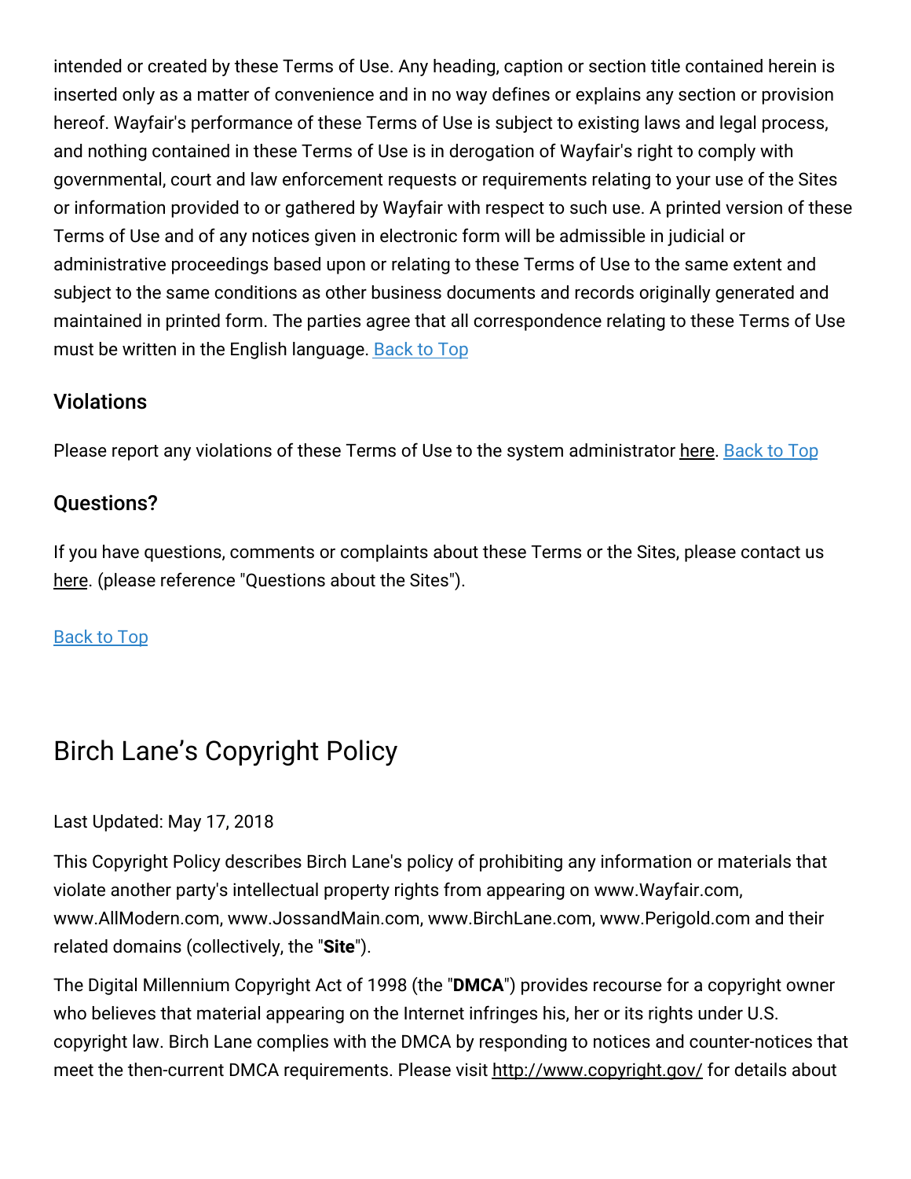intended or created by these Terms of Use. Any heading, caption or section title contained herein is inserted only as a matter of convenience and in no way defines or explains any section or provision hereof. Wayfair's performance of these Terms of Use is subject to existing laws and legal process, and nothing contained in these Terms of Use is in derogation of Wayfair's right to comply with governmental, court and law enforcement requests or requirements relating to your use of the Sites or information provided to or gathered by Wayfair with respect to such use. A printed version of these Terms of Use and of any notices given in electronic form will be admissible in judicial or administrative proceedings based upon or relating to these Terms of Use to the same extent and subject to the same conditions as other business documents and records originally generated and maintained in printed form. The parties agree that all correspondence relating to these Terms of Use must be written in the English language. Back to Top

### Violations

Please report any violations of these Terms of Use to the system administrator here. Back to Top

### Questions?

If you have questions, comments or complaints about these Terms or the Sites, please contact us here. (please reference "Questions about the Sites").

Back to Top

## Birch Lane's Copyright Policy

Last Updated: May 17, 2018

This Copyright Policy describes Birch Lane's policy of prohibiting any information or materials that violate another party's intellectual property rights from appearing on www.Wayfair.com, www.AllModern.com, www.JossandMain.com, www.BirchLane.com, www.Perigold.com and their related domains (collectively, the "**Site**").

The Digital Millennium Copyright Act of 1998 (the "**DMCA**") provides recourse for a copyright owner who believes that material appearing on the Internet infringes his, her or its rights under U.S. copyright law. Birch Lane complies with the DMCA by responding to notices and counter-notices that meet the then-current DMCA requirements. Please visit http://www.copyright.gov/ for details about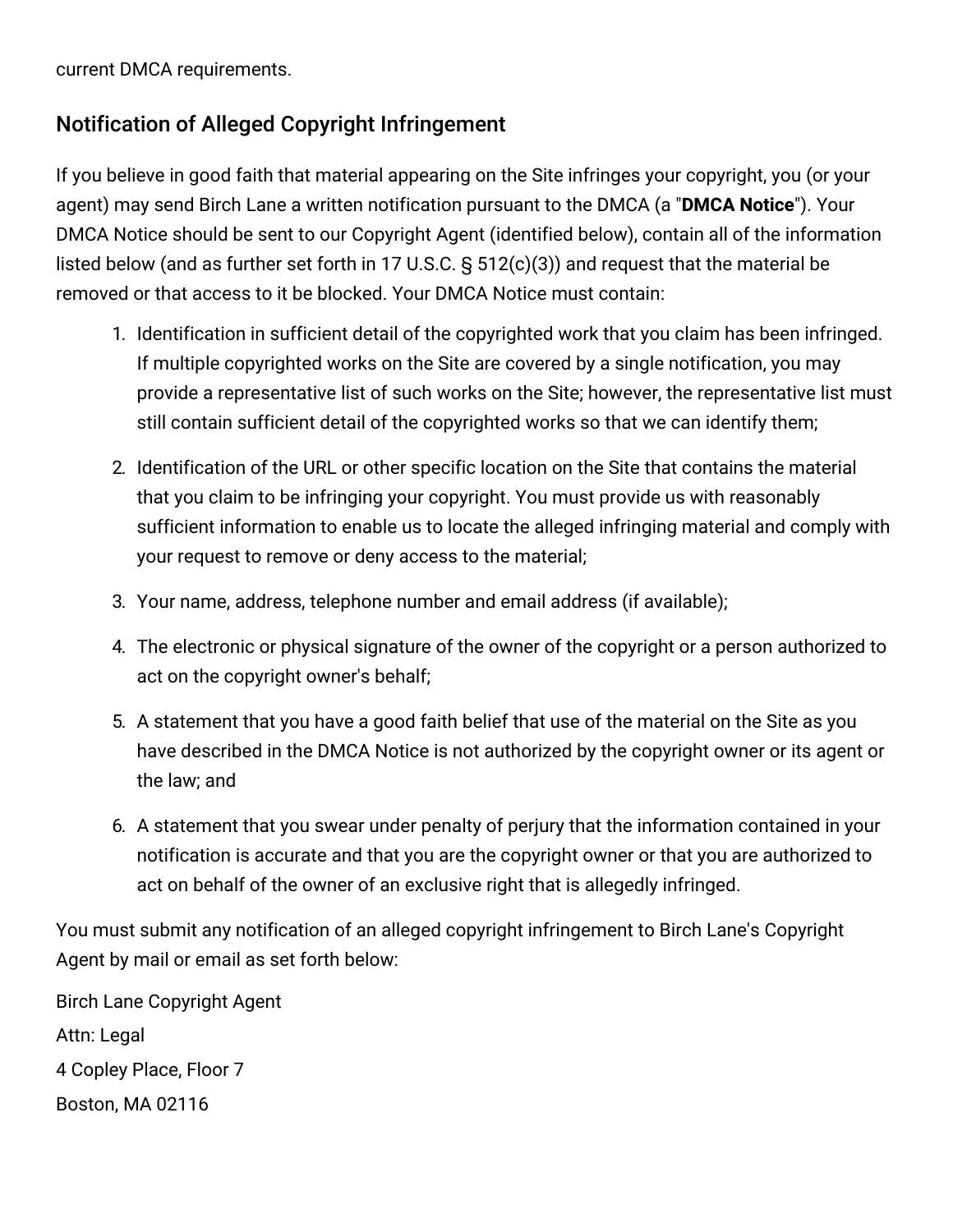current DMCA requirements.

## Notification of Alleged Copyright Infringement

If you believe in good faith that material appearing on the Site infringes your copyright, you (or your agent) may send Birch Lane a written notification pursuant to the DMCA (a "**DMCA Notice**"). Your DMCA Notice should be sent to our Copyright Agent (identified below), contain all of the information listed below (and as further set forth in 17 U.S.C. § 512(c)(3)) and request that the material be removed or that access to it be blocked. Your DMCA Notice must contain:

1. Identification in sufficient detail of the copyrighted work that you claim has been infringed. If multiple copyrighted works on the Site are covered by a single notification, you may provide a representative list of such works on the Site; however, the representative list must still contain sufficient detail of the copyrighted works so that we can identify them;

2. Identification of the URL or other specific location on the Site that contains the material that you claim to be infringing your copyright. You must provide us with reasonably sufficient information to enable us to locate the alleged infringing material and comply with your request to remove or deny access to the material;

3. Your name, address, telephone number and email address (if available);

4. The electronic or physical signature of the owner of the copyright or a person authorized to act on the copyright owner's behalf;

5. A statement that you have a good faith belief that use of the material on the Site as you have described in the DMCA Notice is not authorized by the copyright owner or its agent or the law; and

6. A statement that you swear under penalty of perjury that the information contained in your notification is accurate and that you are the copyright owner or that you are authorized to act on behalf of the owner of an exclusive right that is allegedly infringed.

You must submit any notification of an alleged copyright infringement to Birch Lane's Copyright Agent by mail or email as set forth below:

Birch Lane Copyright Agent

Attn: Legal

4 Copley Place, Floor 7

Boston, MA 02116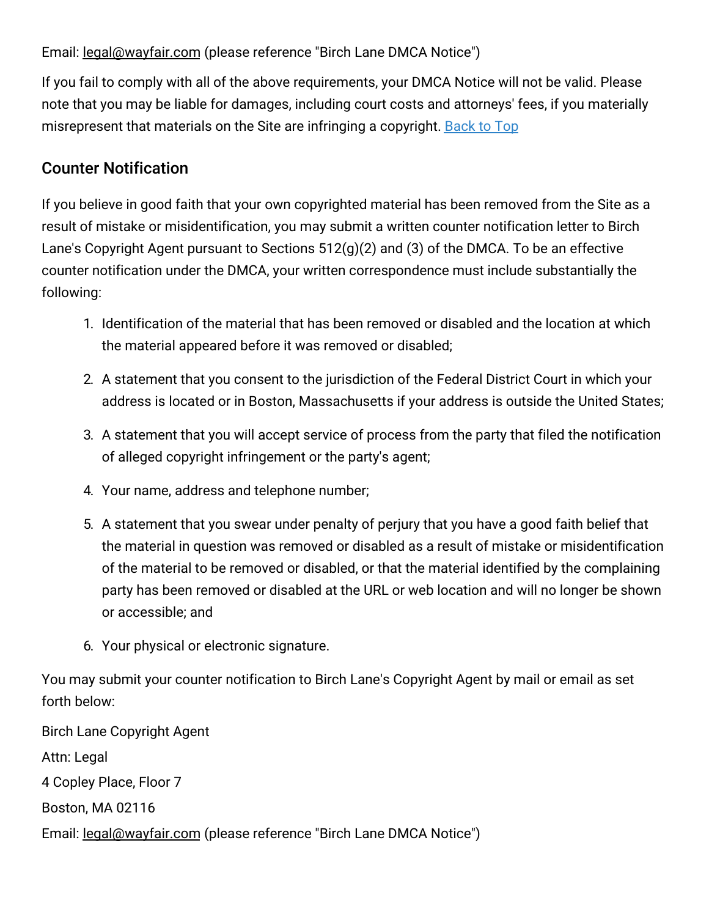Email: legal@wayfair.com (please reference "Birch Lane DMCA Notice")

If you fail to comply with all of the above requirements, your DMCA Notice will not be valid. Please note that you may be liable for damages, including court costs and attorneys' fees, if you materially misrepresent that materials on the Site are infringing a copyright. Back to Top

## Counter Notification

If you believe in good faith that your own copyrighted material has been removed from the Site as a result of mistake or misidentification, you may submit a written counter notification letter to Birch Lane's Copyright Agent pursuant to Sections 512(g)(2) and (3) of the DMCA. To be an effective counter notification under the DMCA, your written correspondence must include substantially the following:

1. Identification of the material that has been removed or disabled and the location at which the material appeared before it was removed or disabled;
2. A statement that you consent to the jurisdiction of the Federal District Court in which your address is located or in Boston, Massachusetts if your address is outside the United States;
3. A statement that you will accept service of process from the party that filed the notification of alleged copyright infringement or the party's agent;
4. Your name, address and telephone number;
5. A statement that you swear under penalty of perjury that you have a good faith belief that the material in question was removed or disabled as a result of mistake or misidentification of the material to be removed or disabled, or that the material identified by the complaining party has been removed or disabled at the URL or web location and will no longer be shown or accessible; and
6. Your physical or electronic signature.

You may submit your counter notification to Birch Lane's Copyright Agent by mail or email as set forth below:

Birch Lane Copyright Agent

Attn: Legal

4 Copley Place, Floor 7

Boston, MA 02116

Email: legal@wayfair.com (please reference "Birch Lane DMCA Notice")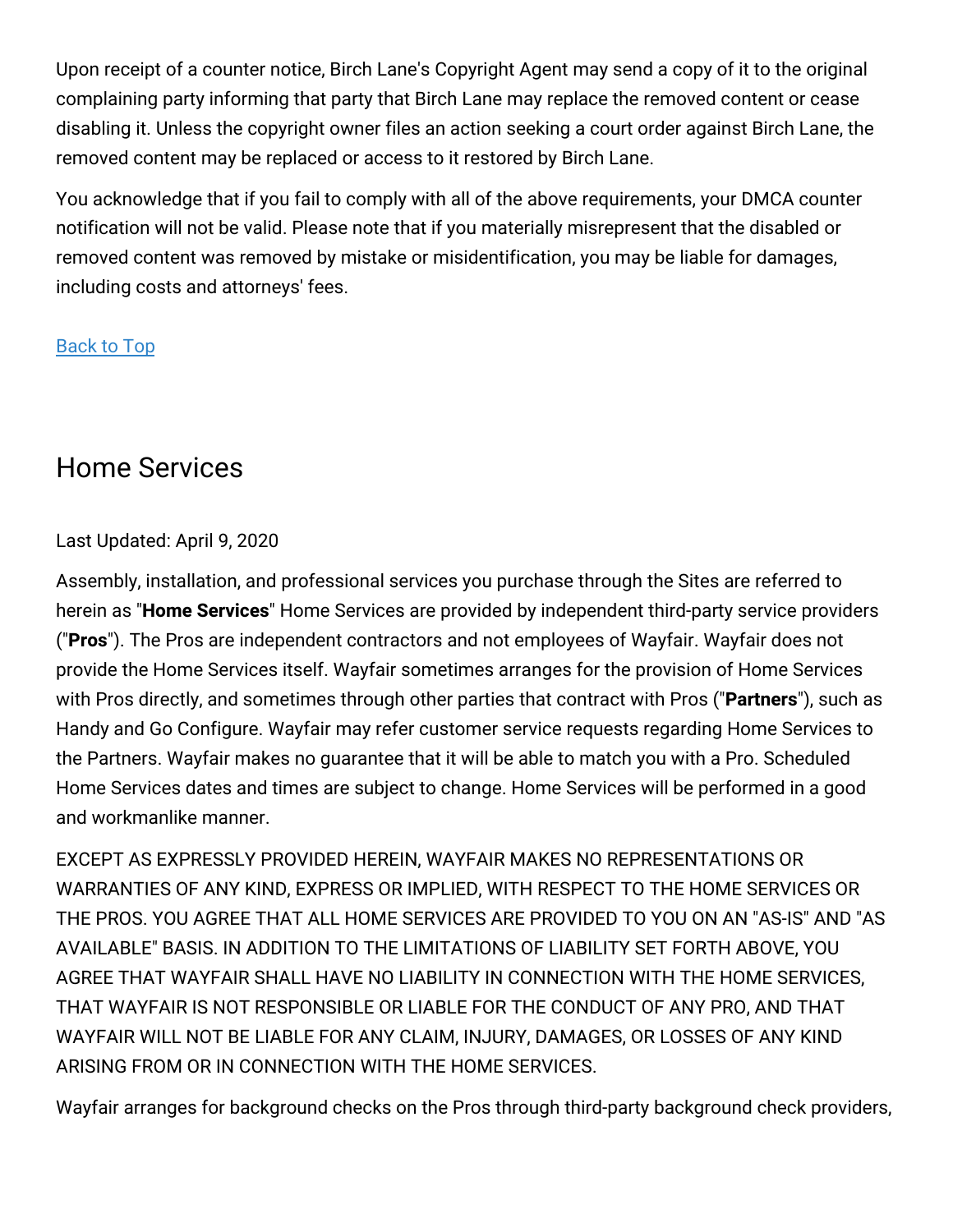Upon receipt of a counter notice, Birch Lane's Copyright Agent may send a copy of it to the original complaining party informing that party that Birch Lane may replace the removed content or cease disabling it. Unless the copyright owner files an action seeking a court order against Birch Lane, the removed content may be replaced or access to it restored by Birch Lane.

You acknowledge that if you fail to comply with all of the above requirements, your DMCA counter notification will not be valid. Please note that if you materially misrepresent that the disabled or removed content was removed by mistake or misidentification, you may be liable for damages, including costs and attorneys' fees.

Back to Top

## Home Services

Last Updated: April 9, 2020

Assembly, installation, and professional services you purchase through the Sites are referred to herein as "**Home Services**" Home Services are provided by independent third-party service providers ("**Pros**"). The Pros are independent contractors and not employees of Wayfair. Wayfair does not provide the Home Services itself. Wayfair sometimes arranges for the provision of Home Services with Pros directly, and sometimes through other parties that contract with Pros ("**Partners**"), such as Handy and Go Configure. Wayfair may refer customer service requests regarding Home Services to the Partners. Wayfair makes no guarantee that it will be able to match you with a Pro. Scheduled Home Services dates and times are subject to change. Home Services will be performed in a good and workmanlike manner.

EXCEPT AS EXPRESSLY PROVIDED HEREIN, WAYFAIR MAKES NO REPRESENTATIONS OR WARRANTIES OF ANY KIND, EXPRESS OR IMPLIED, WITH RESPECT TO THE HOME SERVICES OR THE PROS. YOU AGREE THAT ALL HOME SERVICES ARE PROVIDED TO YOU ON AN "AS-IS" AND "AS AVAILABLE" BASIS. IN ADDITION TO THE LIMITATIONS OF LIABILITY SET FORTH ABOVE, YOU AGREE THAT WAYFAIR SHALL HAVE NO LIABILITY IN CONNECTION WITH THE HOME SERVICES, THAT WAYFAIR IS NOT RESPONSIBLE OR LIABLE FOR THE CONDUCT OF ANY PRO, AND THAT WAYFAIR WILL NOT BE LIABLE FOR ANY CLAIM, INJURY, DAMAGES, OR LOSSES OF ANY KIND ARISING FROM OR IN CONNECTION WITH THE HOME SERVICES.

Wayfair arranges for background checks on the Pros through third-party background check providers,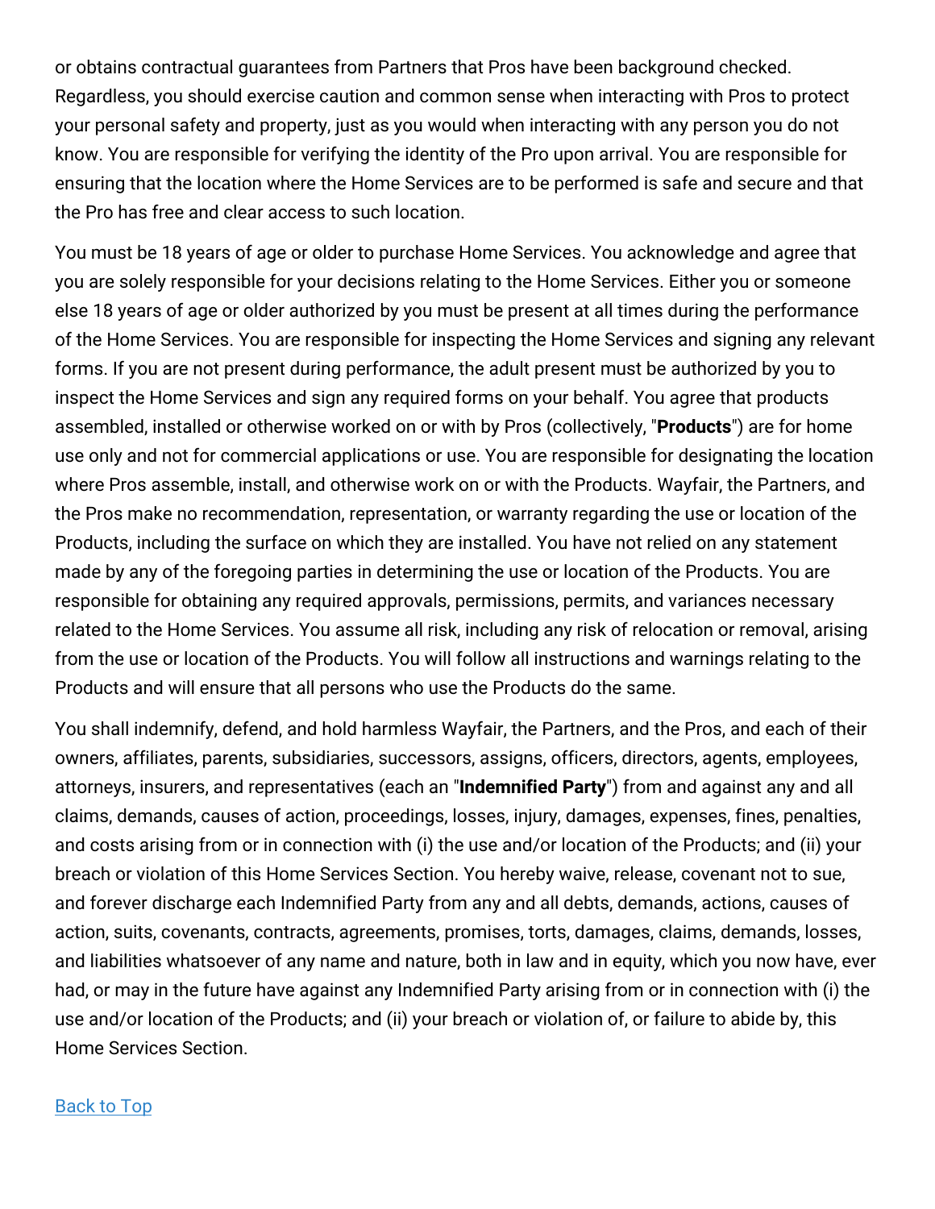or obtains contractual guarantees from Partners that Pros have been background checked. Regardless, you should exercise caution and common sense when interacting with Pros to protect your personal safety and property, just as you would when interacting with any person you do not know. You are responsible for verifying the identity of the Pro upon arrival. You are responsible for ensuring that the location where the Home Services are to be performed is safe and secure and that the Pro has free and clear access to such location.

You must be 18 years of age or older to purchase Home Services. You acknowledge and agree that you are solely responsible for your decisions relating to the Home Services. Either you or someone else 18 years of age or older authorized by you must be present at all times during the performance of the Home Services. You are responsible for inspecting the Home Services and signing any relevant forms. If you are not present during performance, the adult present must be authorized by you to inspect the Home Services and sign any required forms on your behalf. You agree that products assembled, installed or otherwise worked on or with by Pros (collectively, "**Products**") are for home use only and not for commercial applications or use. You are responsible for designating the location where Pros assemble, install, and otherwise work on or with the Products. Wayfair, the Partners, and the Pros make no recommendation, representation, or warranty regarding the use or location of the Products, including the surface on which they are installed. You have not relied on any statement made by any of the foregoing parties in determining the use or location of the Products. You are responsible for obtaining any required approvals, permissions, permits, and variances necessary related to the Home Services. You assume all risk, including any risk of relocation or removal, arising from the use or location of the Products. You will follow all instructions and warnings relating to the Products and will ensure that all persons who use the Products do the same.

You shall indemnify, defend, and hold harmless Wayfair, the Partners, and the Pros, and each of their owners, affiliates, parents, subsidiaries, successors, assigns, officers, directors, agents, employees, attorneys, insurers, and representatives (each an "**Indemnified Party**") from and against any and all claims, demands, causes of action, proceedings, losses, injury, damages, expenses, fines, penalties, and costs arising from or in connection with (i) the use and/or location of the Products; and (ii) your breach or violation of this Home Services Section. You hereby waive, release, covenant not to sue, and forever discharge each Indemnified Party from any and all debts, demands, actions, causes of action, suits, covenants, contracts, agreements, promises, torts, damages, claims, demands, losses, and liabilities whatsoever of any name and nature, both in law and in equity, which you now have, ever had, or may in the future have against any Indemnified Party arising from or in connection with (i) the use and/or location of the Products; and (ii) your breach or violation of, or failure to abide by, this Home Services Section.

[Back to Top]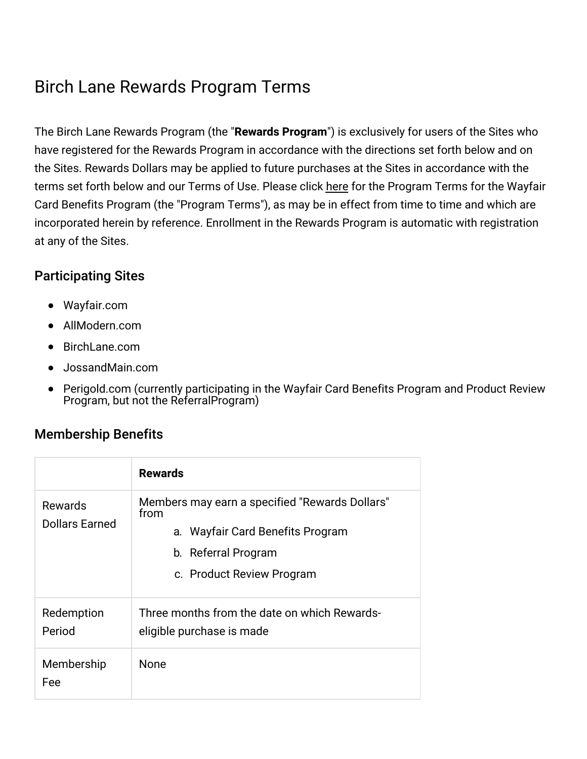# Birch Lane Rewards Program Terms

The Birch Lane Rewards Program (the "**Rewards Program**") is exclusively for users of the Sites who have registered for the Rewards Program in accordance with the directions set forth below and on the Sites. Rewards Dollars may be applied to future purchases at the Sites in accordance with the terms set forth below and our Terms of Use. Please click here for the Program Terms for the Wayfair Card Benefits Program (the "Program Terms"), as may be in effect from time to time and which are incorporated herein by reference. Enrollment in the Rewards Program is automatic with registration at any of the Sites.

## Participating Sites

- Wayfair.com
- AllModern.com
- BirchLane.com
- JossandMain.com
- Perigold.com (currently participating in the Wayfair Card Benefits Program and Product Review Program, but not the ReferralProgram)

## Membership Benefits

| | **Rewards** |
|---|---|
| Rewards Dollars Earned | Members may earn a specified "Rewards Dollars" from<br>a. Wayfair Card Benefits Program<br>b. Referral Program<br>c. Product Review Program |
| Redemption Period | Three months from the date on which Rewards-eligible purchase is made |
| Membership Fee | None |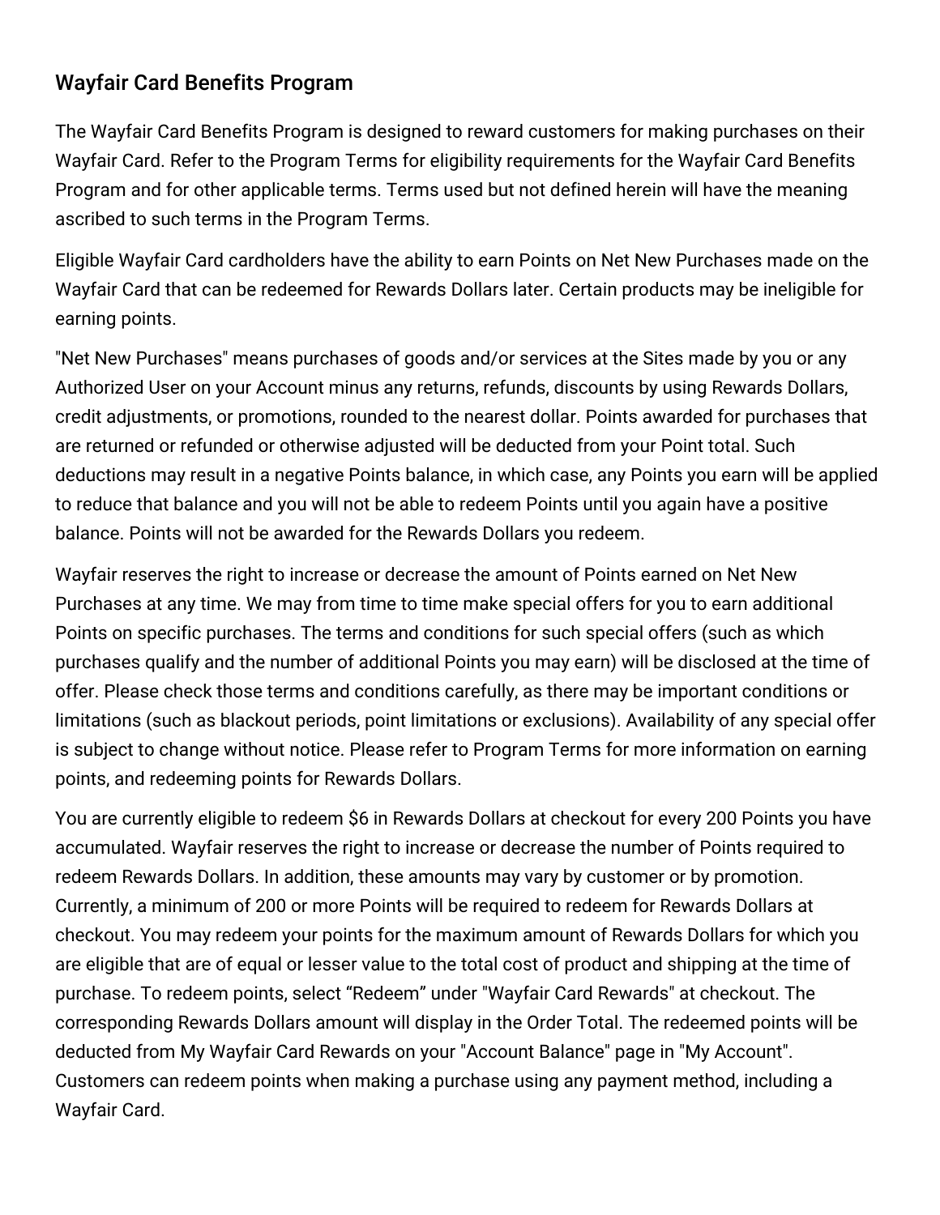## Wayfair Card Benefits Program

The Wayfair Card Benefits Program is designed to reward customers for making purchases on their Wayfair Card. Refer to the Program Terms for eligibility requirements for the Wayfair Card Benefits Program and for other applicable terms. Terms used but not defined herein will have the meaning ascribed to such terms in the Program Terms.

Eligible Wayfair Card cardholders have the ability to earn Points on Net New Purchases made on the Wayfair Card that can be redeemed for Rewards Dollars later. Certain products may be ineligible for earning points.

"Net New Purchases" means purchases of goods and/or services at the Sites made by you or any Authorized User on your Account minus any returns, refunds, discounts by using Rewards Dollars, credit adjustments, or promotions, rounded to the nearest dollar. Points awarded for purchases that are returned or refunded or otherwise adjusted will be deducted from your Point total. Such deductions may result in a negative Points balance, in which case, any Points you earn will be applied to reduce that balance and you will not be able to redeem Points until you again have a positive balance. Points will not be awarded for the Rewards Dollars you redeem.

Wayfair reserves the right to increase or decrease the amount of Points earned on Net New Purchases at any time. We may from time to time make special offers for you to earn additional Points on specific purchases. The terms and conditions for such special offers (such as which purchases qualify and the number of additional Points you may earn) will be disclosed at the time of offer. Please check those terms and conditions carefully, as there may be important conditions or limitations (such as blackout periods, point limitations or exclusions). Availability of any special offer is subject to change without notice. Please refer to Program Terms for more information on earning points, and redeeming points for Rewards Dollars.

You are currently eligible to redeem $6 in Rewards Dollars at checkout for every 200 Points you have accumulated. Wayfair reserves the right to increase or decrease the number of Points required to redeem Rewards Dollars. In addition, these amounts may vary by customer or by promotion. Currently, a minimum of 200 or more Points will be required to redeem for Rewards Dollars at checkout. You may redeem your points for the maximum amount of Rewards Dollars for which you are eligible that are of equal or lesser value to the total cost of product and shipping at the time of purchase. To redeem points, select “Redeem” under "Wayfair Card Rewards" at checkout. The corresponding Rewards Dollars amount will display in the Order Total. The redeemed points will be deducted from My Wayfair Card Rewards on your "Account Balance" page in "My Account". Customers can redeem points when making a purchase using any payment method, including a Wayfair Card.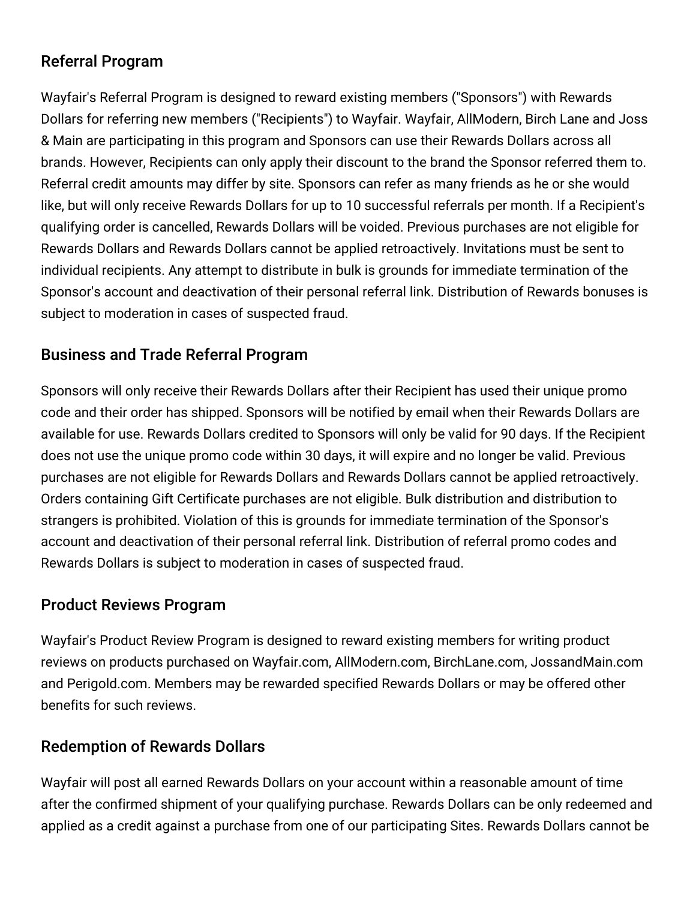## Referral Program

Wayfair's Referral Program is designed to reward existing members ("Sponsors") with Rewards Dollars for referring new members ("Recipients") to Wayfair. Wayfair, AllModern, Birch Lane and Joss & Main are participating in this program and Sponsors can use their Rewards Dollars across all brands. However, Recipients can only apply their discount to the brand the Sponsor referred them to. Referral credit amounts may differ by site. Sponsors can refer as many friends as he or she would like, but will only receive Rewards Dollars for up to 10 successful referrals per month. If a Recipient's qualifying order is cancelled, Rewards Dollars will be voided. Previous purchases are not eligible for Rewards Dollars and Rewards Dollars cannot be applied retroactively. Invitations must be sent to individual recipients. Any attempt to distribute in bulk is grounds for immediate termination of the Sponsor's account and deactivation of their personal referral link. Distribution of Rewards bonuses is subject to moderation in cases of suspected fraud.

## Business and Trade Referral Program

Sponsors will only receive their Rewards Dollars after their Recipient has used their unique promo code and their order has shipped. Sponsors will be notified by email when their Rewards Dollars are available for use. Rewards Dollars credited to Sponsors will only be valid for 90 days. If the Recipient does not use the unique promo code within 30 days, it will expire and no longer be valid. Previous purchases are not eligible for Rewards Dollars and Rewards Dollars cannot be applied retroactively. Orders containing Gift Certificate purchases are not eligible. Bulk distribution and distribution to strangers is prohibited. Violation of this is grounds for immediate termination of the Sponsor's account and deactivation of their personal referral link. Distribution of referral promo codes and Rewards Dollars is subject to moderation in cases of suspected fraud.

## Product Reviews Program

Wayfair's Product Review Program is designed to reward existing members for writing product reviews on products purchased on Wayfair.com, AllModern.com, BirchLane.com, JossandMain.com and Perigold.com. Members may be rewarded specified Rewards Dollars or may be offered other benefits for such reviews.

## Redemption of Rewards Dollars

Wayfair will post all earned Rewards Dollars on your account within a reasonable amount of time after the confirmed shipment of your qualifying purchase. Rewards Dollars can be only redeemed and applied as a credit against a purchase from one of our participating Sites. Rewards Dollars cannot be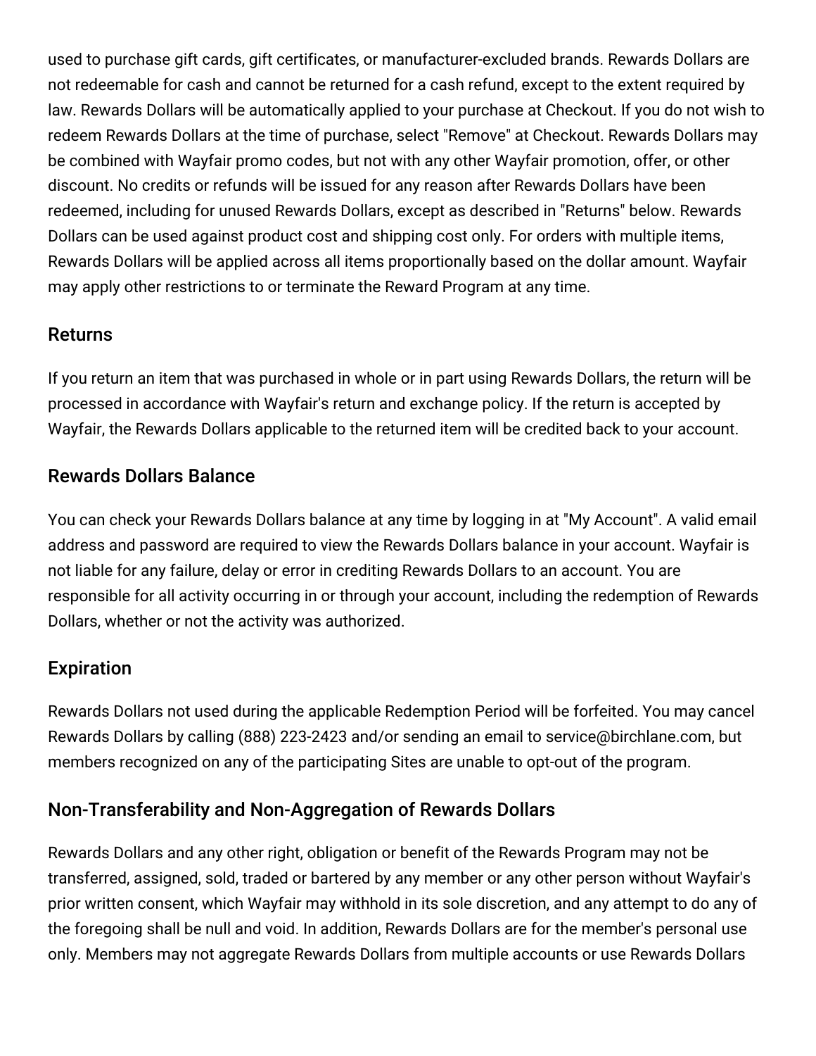used to purchase gift cards, gift certificates, or manufacturer-excluded brands. Rewards Dollars are not redeemable for cash and cannot be returned for a cash refund, except to the extent required by law. Rewards Dollars will be automatically applied to your purchase at Checkout. If you do not wish to redeem Rewards Dollars at the time of purchase, select "Remove" at Checkout. Rewards Dollars may be combined with Wayfair promo codes, but not with any other Wayfair promotion, offer, or other discount. No credits or refunds will be issued for any reason after Rewards Dollars have been redeemed, including for unused Rewards Dollars, except as described in "Returns" below. Rewards Dollars can be used against product cost and shipping cost only. For orders with multiple items, Rewards Dollars will be applied across all items proportionally based on the dollar amount. Wayfair may apply other restrictions to or terminate the Reward Program at any time.

## Returns

If you return an item that was purchased in whole or in part using Rewards Dollars, the return will be processed in accordance with Wayfair's return and exchange policy. If the return is accepted by Wayfair, the Rewards Dollars applicable to the returned item will be credited back to your account.

## Rewards Dollars Balance

You can check your Rewards Dollars balance at any time by logging in at "My Account". A valid email address and password are required to view the Rewards Dollars balance in your account. Wayfair is not liable for any failure, delay or error in crediting Rewards Dollars to an account. You are responsible for all activity occurring in or through your account, including the redemption of Rewards Dollars, whether or not the activity was authorized.

## Expiration

Rewards Dollars not used during the applicable Redemption Period will be forfeited. You may cancel Rewards Dollars by calling (888) 223-2423 and/or sending an email to service@birchlane.com, but members recognized on any of the participating Sites are unable to opt-out of the program.

## Non-Transferability and Non-Aggregation of Rewards Dollars

Rewards Dollars and any other right, obligation or benefit of the Rewards Program may not be transferred, assigned, sold, traded or bartered by any member or any other person without Wayfair's prior written consent, which Wayfair may withhold in its sole discretion, and any attempt to do any of the foregoing shall be null and void. In addition, Rewards Dollars are for the member's personal use only. Members may not aggregate Rewards Dollars from multiple accounts or use Rewards Dollars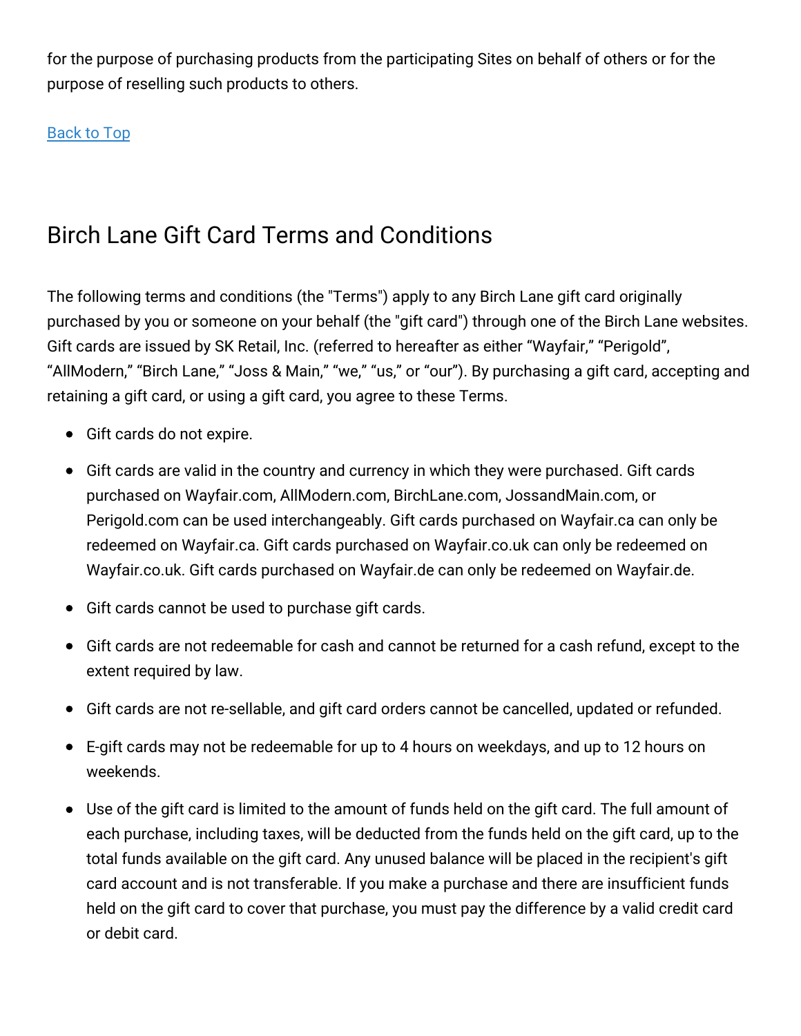for the purpose of purchasing products from the participating Sites on behalf of others or for the purpose of reselling such products to others.

[Back to Top](#)

## Birch Lane Gift Card Terms and Conditions

The following terms and conditions (the "Terms") apply to any Birch Lane gift card originally purchased by you or someone on your behalf (the "gift card") through one of the Birch Lane websites. Gift cards are issued by SK Retail, Inc. (referred to hereafter as either “Wayfair,” “Perigold”, “AllModern,” “Birch Lane,” “Joss & Main,” “we,” “us,” or “our”). By purchasing a gift card, accepting and retaining a gift card, or using a gift card, you agree to these Terms.

- Gift cards do not expire.
- Gift cards are valid in the country and currency in which they were purchased. Gift cards purchased on Wayfair.com, AllModern.com, BirchLane.com, JossandMain.com, or Perigold.com can be used interchangeably. Gift cards purchased on Wayfair.ca can only be redeemed on Wayfair.ca. Gift cards purchased on Wayfair.co.uk can only be redeemed on Wayfair.co.uk. Gift cards purchased on Wayfair.de can only be redeemed on Wayfair.de.
- Gift cards cannot be used to purchase gift cards.
- Gift cards are not redeemable for cash and cannot be returned for a cash refund, except to the extent required by law.
- Gift cards are not re-sellable, and gift card orders cannot be cancelled, updated or refunded.
- E-gift cards may not be redeemable for up to 4 hours on weekdays, and up to 12 hours on weekends.
- Use of the gift card is limited to the amount of funds held on the gift card. The full amount of each purchase, including taxes, will be deducted from the funds held on the gift card, up to the total funds available on the gift card. Any unused balance will be placed in the recipient's gift card account and is not transferable. If you make a purchase and there are insufficient funds held on the gift card to cover that purchase, you must pay the difference by a valid credit card or debit card.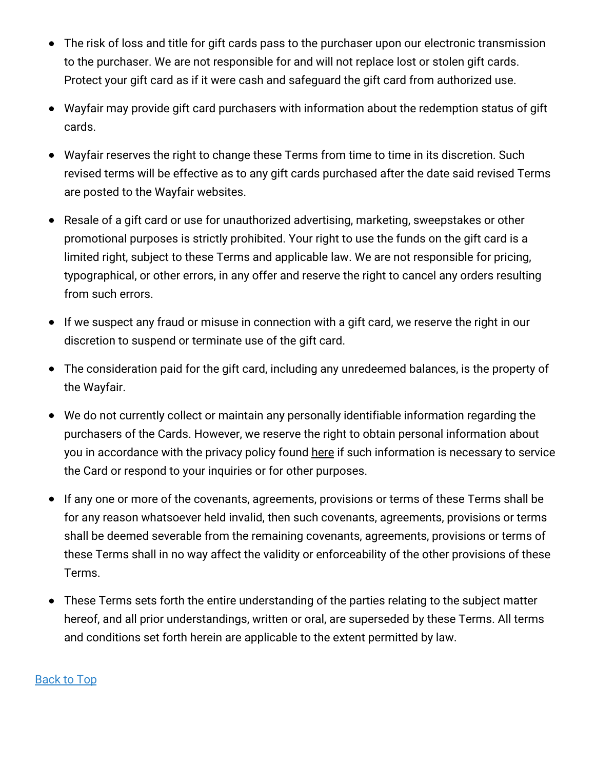- The risk of loss and title for gift cards pass to the purchaser upon our electronic transmission to the purchaser. We are not responsible for and will not replace lost or stolen gift cards. Protect your gift card as if it were cash and safeguard the gift card from authorized use.
- Wayfair may provide gift card purchasers with information about the redemption status of gift cards.
- Wayfair reserves the right to change these Terms from time to time in its discretion. Such revised terms will be effective as to any gift cards purchased after the date said revised Terms are posted to the Wayfair websites.
- Resale of a gift card or use for unauthorized advertising, marketing, sweepstakes or other promotional purposes is strictly prohibited. Your right to use the funds on the gift card is a limited right, subject to these Terms and applicable law. We are not responsible for pricing, typographical, or other errors, in any offer and reserve the right to cancel any orders resulting from such errors.
- If we suspect any fraud or misuse in connection with a gift card, we reserve the right in our discretion to suspend or terminate use of the gift card.
- The consideration paid for the gift card, including any unredeemed balances, is the property of the Wayfair.
- We do not currently collect or maintain any personally identifiable information regarding the purchasers of the Cards. However, we reserve the right to obtain personal information about you in accordance with the privacy policy found here if such information is necessary to service the Card or respond to your inquiries or for other purposes.
- If any one or more of the covenants, agreements, provisions or terms of these Terms shall be for any reason whatsoever held invalid, then such covenants, agreements, provisions or terms shall be deemed severable from the remaining covenants, agreements, provisions or terms of these Terms shall in no way affect the validity or enforceability of the other provisions of these Terms.
- These Terms sets forth the entire understanding of the parties relating to the subject matter hereof, and all prior understandings, written or oral, are superseded by these Terms. All terms and conditions set forth herein are applicable to the extent permitted by law.

Back to Top